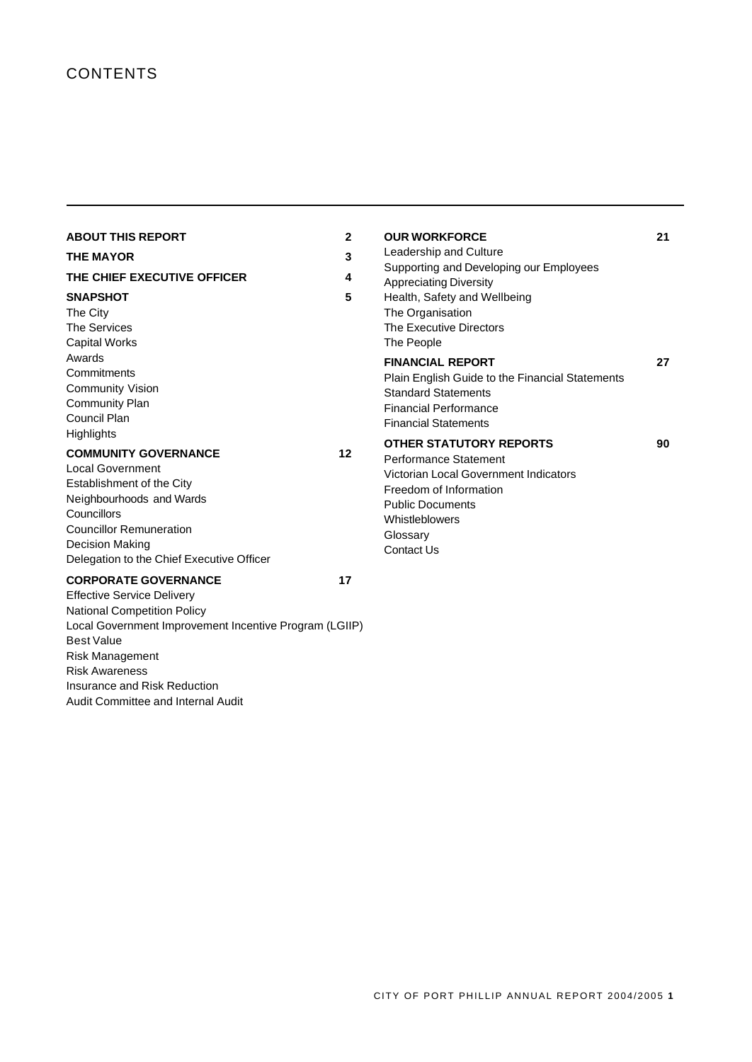# CONTENTS

**ABOUT THIS REPORT** 2

**THE MAYOR** 3

**THE CHIEF EXECUTIVE OFFICER** 4

**SNAPSHOT** 5

- The City
- The Services
- Capital Works
- Awards
- Commitments
- Community Vision
- Community Plan
- Council Plan
- Highlights

**COMMUNITY GOVERNANCE** 12

- Local Government
- Establishment of the City
- Neighbourhoods and Wards
- Councillors
- Councillor Remuneration
- Decision Making
- Delegation to the Chief Executive Officer

**CORPORATE GOVERNANCE** 17

- Effective Service Delivery
- National Competition Policy
- Local Government Improvement Incentive Program (LGIIP)
- Best Value
- Risk Management
- Risk Awareness
- Insurance and Risk Reduction
- Audit Committee and Internal Audit

**OUR WORKFORCE** 21

- Leadership and Culture
- Supporting and Developing our Employees
- Appreciating Diversity
- Health, Safety and Wellbeing
- The Organisation
- The Executive Directors
- The People

**FINANCIAL REPORT** 27

- Plain English Guide to the Financial Statements
- Standard Statements
- Financial Performance
- Financial Statements

**OTHER STATUTORY REPORTS** 90

- Performance Statement
- Victorian Local Government Indicators
- Freedom of Information
- Public Documents
- Whistleblowers
- Glossary
- Contact Us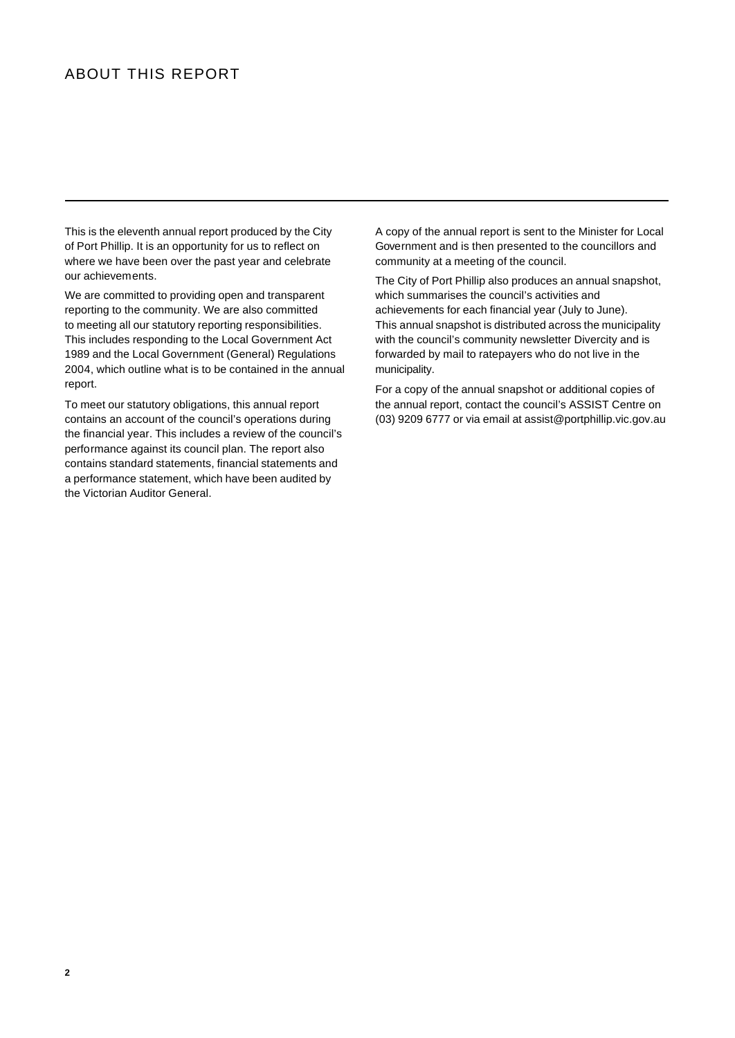# ABOUT THIS REPORT

This is the eleventh annual report produced by the City of Port Phillip. It is an opportunity for us to reflect on where we have been over the past year and celebrate our achievements.

We are committed to providing open and transparent reporting to the community. We are also committed to meeting all our statutory reporting responsibilities. This includes responding to the Local Government Act 1989 and the Local Government (General) Regulations 2004, which outline what is to be contained in the annual report.

To meet our statutory obligations, this annual report contains an account of the council's operations during the financial year. This includes a review of the council's performance against its council plan. The report also contains standard statements, financial statements and a performance statement, which have been audited by the Victorian Auditor General.

A copy of the annual report is sent to the Minister for Local Government and is then presented to the councillors and community at a meeting of the council.

The City of Port Phillip also produces an annual snapshot, which summarises the council's activities and achievements for each financial year (July to June). This annual snapshot is distributed across the municipality with the council's community newsletter Divercity and is forwarded by mail to ratepayers who do not live in the municipality.

For a copy of the annual snapshot or additional copies of the annual report, contact the council's ASSIST Centre on (03) 9209 6777 or via email at assist@portphillip.vic.gov.au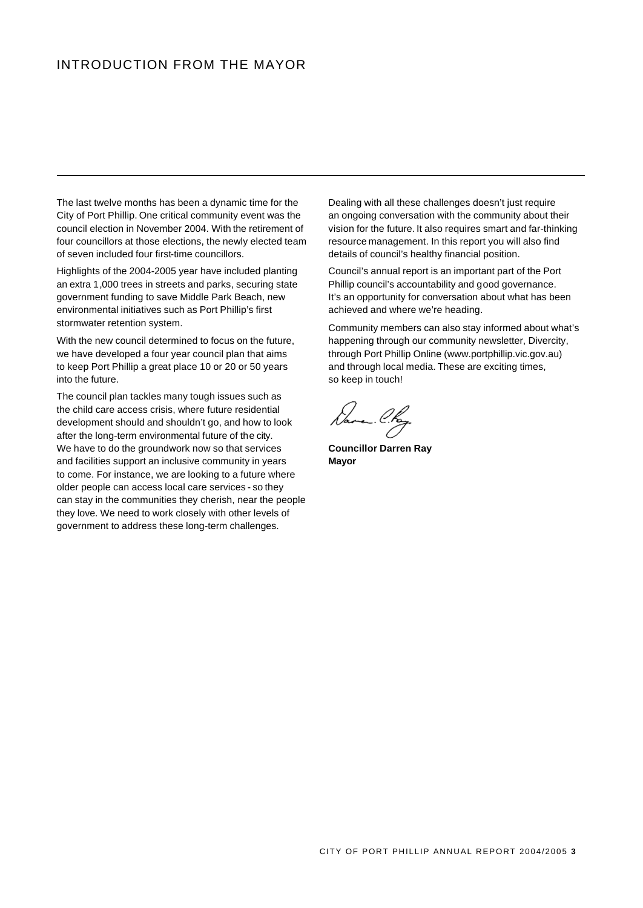# INTRODUCTION FROM THE MAYOR

The last twelve months has been a dynamic time for the City of Port Phillip. One critical community event was the council election in November 2004. With the retirement of four councillors at those elections, the newly elected team of seven included four first-time councillors.

Highlights of the 2004-2005 year have included planting an extra 1,000 trees in streets and parks, securing state government funding to save Middle Park Beach, new environmental initiatives such as Port Phillip's first stormwater retention system.

With the new council determined to focus on the future, we have developed a four year council plan that aims to keep Port Phillip a great place 10 or 20 or 50 years into the future.

The council plan tackles many tough issues such as the child care access crisis, where future residential development should and shouldn't go, and how to look after the long-term environmental future of the city. We have to do the groundwork now so that services and facilities support an inclusive community in years to come. For instance, we are looking to a future where older people can access local care services - so they can stay in the communities they cherish, near the people they love. We need to work closely with other levels of government to address these long-term challenges.

Dealing with all these challenges doesn't just require an ongoing conversation with the community about their vision for the future. It also requires smart and far-thinking resource management. In this report you will also find details of council's healthy financial position.

Council's annual report is an important part of the Port Phillip council's accountability and good governance. It's an opportunity for conversation about what has been achieved and where we're heading.

Community members can also stay informed about what's happening through our community newsletter, Divercity, through Port Phillip Online (www.portphillip.vic.gov.au) and through local media. These are exciting times, so keep in touch!

**Councillor Darren Ray**
**Mayor**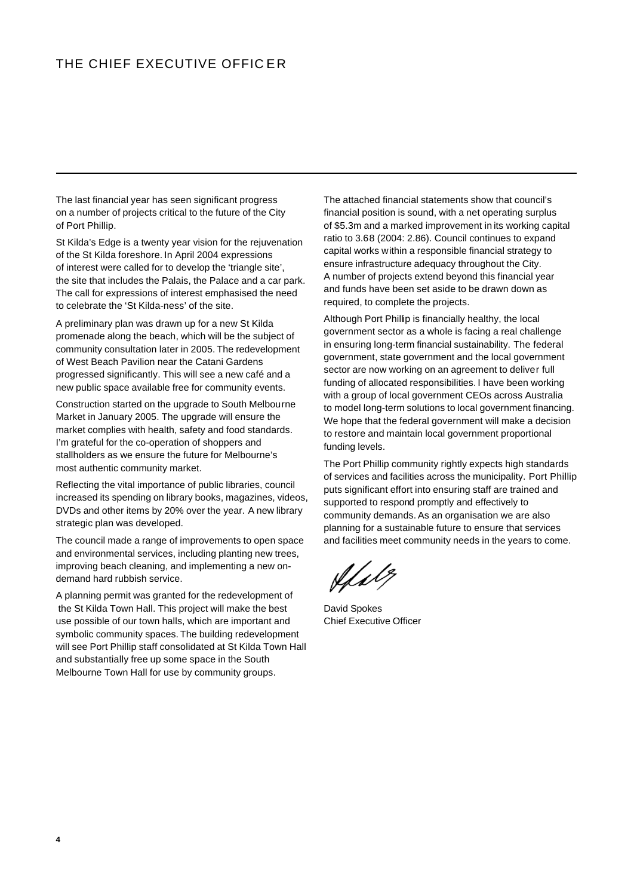# THE CHIEF EXECUTIVE OFFICER

The last financial year has seen significant progress on a number of projects critical to the future of the City of Port Phillip.

St Kilda's Edge is a twenty year vision for the rejuvenation of the St Kilda foreshore. In April 2004 expressions of interest were called for to develop the 'triangle site', the site that includes the Palais, the Palace and a car park. The call for expressions of interest emphasised the need to celebrate the 'St Kilda-ness' of the site.

A preliminary plan was drawn up for a new St Kilda promenade along the beach, which will be the subject of community consultation later in 2005. The redevelopment of West Beach Pavilion near the Catani Gardens progressed significantly. This will see a new café and a new public space available free for community events.

Construction started on the upgrade to South Melbourne Market in January 2005. The upgrade will ensure the market complies with health, safety and food standards. I'm grateful for the co-operation of shoppers and stallholders as we ensure the future for Melbourne's most authentic community market.

Reflecting the vital importance of public libraries, council increased its spending on library books, magazines, videos, DVDs and other items by 20% over the year. A new library strategic plan was developed.

The council made a range of improvements to open space and environmental services, including planting new trees, improving beach cleaning, and implementing a new on-demand hard rubbish service.

A planning permit was granted for the redevelopment of the St Kilda Town Hall. This project will make the best use possible of our town halls, which are important and symbolic community spaces. The building redevelopment will see Port Phillip staff consolidated at St Kilda Town Hall and substantially free up some space in the South Melbourne Town Hall for use by community groups.

The attached financial statements show that council's financial position is sound, with a net operating surplus of $5.3m and a marked improvement in its working capital ratio to 3.68 (2004: 2.86). Council continues to expand capital works within a responsible financial strategy to ensure infrastructure adequacy throughout the City. A number of projects extend beyond this financial year and funds have been set aside to be drawn down as required, to complete the projects.

Although Port Phillip is financially healthy, the local government sector as a whole is facing a real challenge in ensuring long-term financial sustainability. The federal government, state government and the local government sector are now working on an agreement to deliver full funding of allocated responsibilities. I have been working with a group of local government CEOs across Australia to model long-term solutions to local government financing. We hope that the federal government will make a decision to restore and maintain local government proportional funding levels.

The Port Phillip community rightly expects high standards of services and facilities across the municipality. Port Phillip puts significant effort into ensuring staff are trained and supported to respond promptly and effectively to community demands. As an organisation we are also planning for a sustainable future to ensure that services and facilities meet community needs in the years to come.

David Spokes
Chief Executive Officer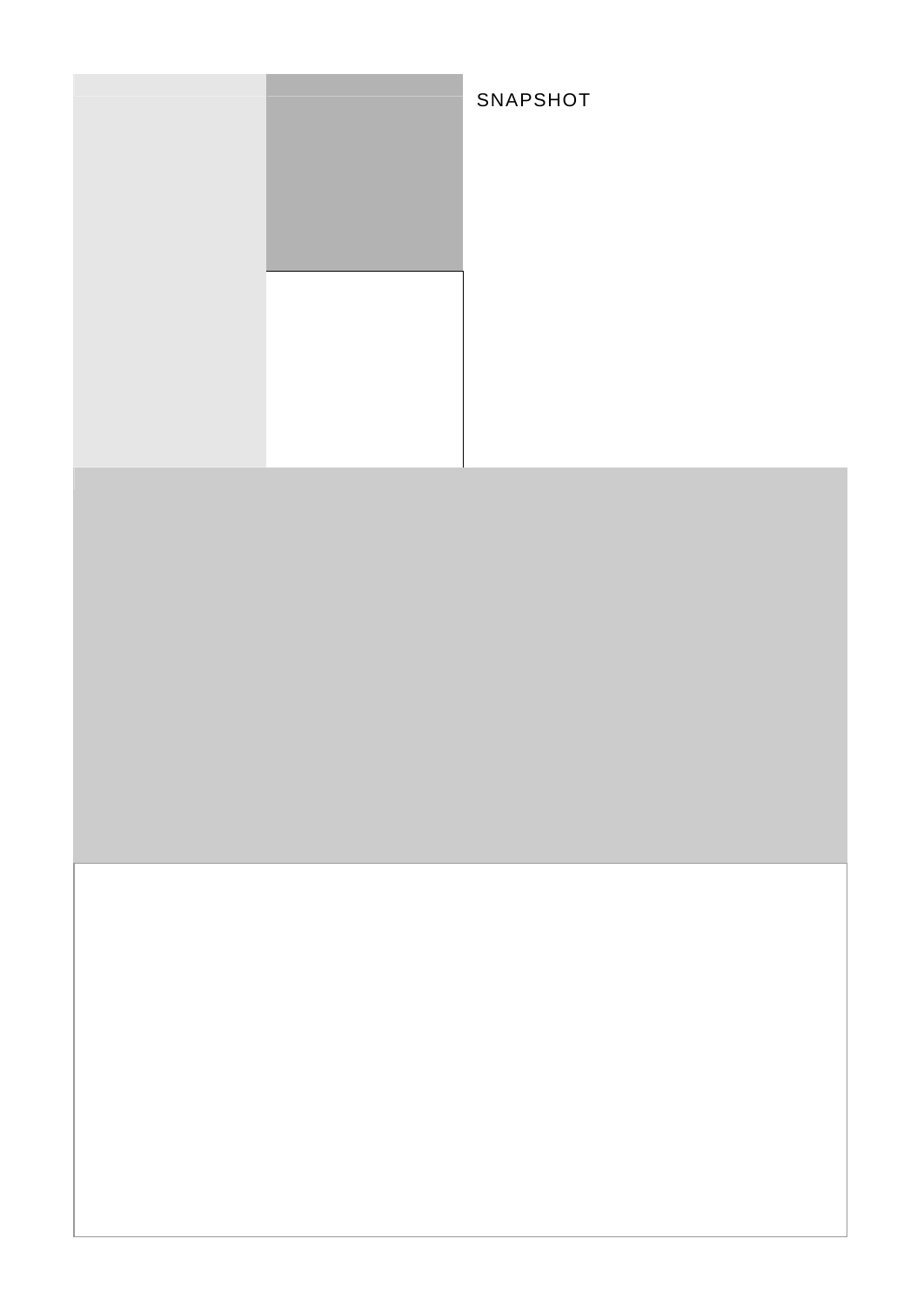SNAPSHOT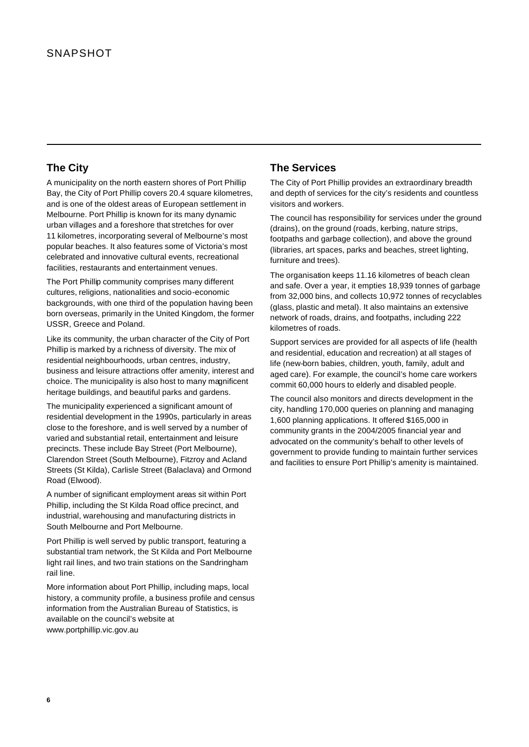# SNAPSHOT

## The City

A municipality on the north eastern shores of Port Phillip Bay, the City of Port Phillip covers 20.4 square kilometres, and is one of the oldest areas of European settlement in Melbourne. Port Phillip is known for its many dynamic urban villages and a foreshore that stretches for over 11 kilometres, incorporating several of Melbourne's most popular beaches. It also features some of Victoria's most celebrated and innovative cultural events, recreational facilities, restaurants and entertainment venues.

The Port Phillip community comprises many different cultures, religions, nationalities and socio-economic backgrounds, with one third of the population having been born overseas, primarily in the United Kingdom, the former USSR, Greece and Poland.

Like its community, the urban character of the City of Port Phillip is marked by a richness of diversity. The mix of residential neighbourhoods, urban centres, industry, business and leisure attractions offer amenity, interest and choice. The municipality is also host to many magnificent heritage buildings, and beautiful parks and gardens.

The municipality experienced a significant amount of residential development in the 1990s, particularly in areas close to the foreshore, and is well served by a number of varied and substantial retail, entertainment and leisure precincts. These include Bay Street (Port Melbourne), Clarendon Street (South Melbourne), Fitzroy and Acland Streets (St Kilda), Carlisle Street (Balaclava) and Ormond Road (Elwood).

A number of significant employment areas sit within Port Phillip, including the St Kilda Road office precinct, and industrial, warehousing and manufacturing districts in South Melbourne and Port Melbourne.

Port Phillip is well served by public transport, featuring a substantial tram network, the St Kilda and Port Melbourne light rail lines, and two train stations on the Sandringham rail line.

More information about Port Phillip, including maps, local history, a community profile, a business profile and census information from the Australian Bureau of Statistics, is available on the council's website at www.portphillip.vic.gov.au

## The Services

The City of Port Phillip provides an extraordinary breadth and depth of services for the city's residents and countless visitors and workers.

The council has responsibility for services under the ground (drains), on the ground (roads, kerbing, nature strips, footpaths and garbage collection), and above the ground (libraries, art spaces, parks and beaches, street lighting, furniture and trees).

The organisation keeps 11.16 kilometres of beach clean and safe. Over a year, it empties 18,939 tonnes of garbage from 32,000 bins, and collects 10,972 tonnes of recyclables (glass, plastic and metal). It also maintains an extensive network of roads, drains, and footpaths, including 222 kilometres of roads.

Support services are provided for all aspects of life (health and residential, education and recreation) at all stages of life (new-born babies, children, youth, family, adult and aged care). For example, the council's home care workers commit 60,000 hours to elderly and disabled people.

The council also monitors and directs development in the city, handling 170,000 queries on planning and managing 1,600 planning applications. It offered $165,000 in community grants in the 2004/2005 financial year and advocated on the community's behalf to other levels of government to provide funding to maintain further services and facilities to ensure Port Phillip's amenity is maintained.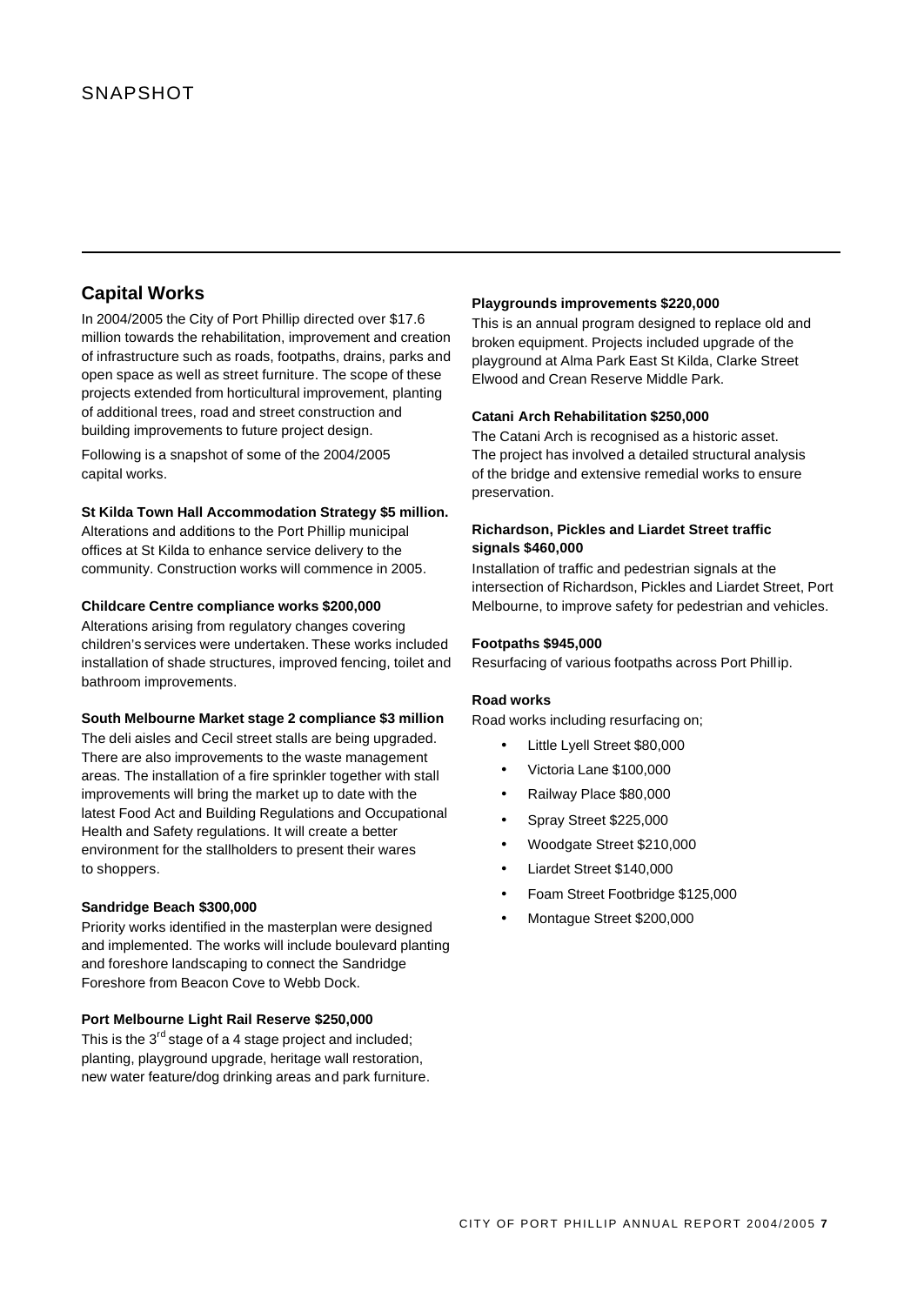# SNAPSHOT

## Capital Works

In 2004/2005 the City of Port Phillip directed over $17.6 million towards the rehabilitation, improvement and creation of infrastructure such as roads, footpaths, drains, parks and open space as well as street furniture. The scope of these projects extended from horticultural improvement, planting of additional trees, road and street construction and building improvements to future project design.

Following is a snapshot of some of the 2004/2005 capital works.

**St Kilda Town Hall Accommodation Strategy $5 million.**

Alterations and additions to the Port Phillip municipal offices at St Kilda to enhance service delivery to the community. Construction works will commence in 2005.

**Childcare Centre compliance works $200,000**

Alterations arising from regulatory changes covering children's services were undertaken. These works included installation of shade structures, improved fencing, toilet and bathroom improvements.

**South Melbourne Market stage 2 compliance $3 million**

The deli aisles and Cecil street stalls are being upgraded. There are also improvements to the waste management areas. The installation of a fire sprinkler together with stall improvements will bring the market up to date with the latest Food Act and Building Regulations and Occupational Health and Safety regulations. It will create a better environment for the stallholders to present their wares to shoppers.

**Sandridge Beach $300,000**

Priority works identified in the masterplan were designed and implemented. The works will include boulevard planting and foreshore landscaping to connect the Sandridge Foreshore from Beacon Cove to Webb Dock.

**Port Melbourne Light Rail Reserve $250,000**

This is the 3rd stage of a 4 stage project and included; planting, playground upgrade, heritage wall restoration, new water feature/dog drinking areas and park furniture.

**Playgrounds improvements $220,000**

This is an annual program designed to replace old and broken equipment. Projects included upgrade of the playground at Alma Park East St Kilda, Clarke Street Elwood and Crean Reserve Middle Park.

**Catani Arch Rehabilitation $250,000**

The Catani Arch is recognised as a historic asset. The project has involved a detailed structural analysis of the bridge and extensive remedial works to ensure preservation.

**Richardson, Pickles and Liardet Street traffic signals $460,000**

Installation of traffic and pedestrian signals at the intersection of Richardson, Pickles and Liardet Street, Port Melbourne, to improve safety for pedestrian and vehicles.

**Footpaths $945,000**

Resurfacing of various footpaths across Port Phillip.

**Road works**

Road works including resurfacing on;

- Little Lyell Street $80,000
- Victoria Lane $100,000
- Railway Place $80,000
- Spray Street $225,000
- Woodgate Street $210,000
- Liardet Street $140,000
- Foam Street Footbridge $125,000
- Montague Street $200,000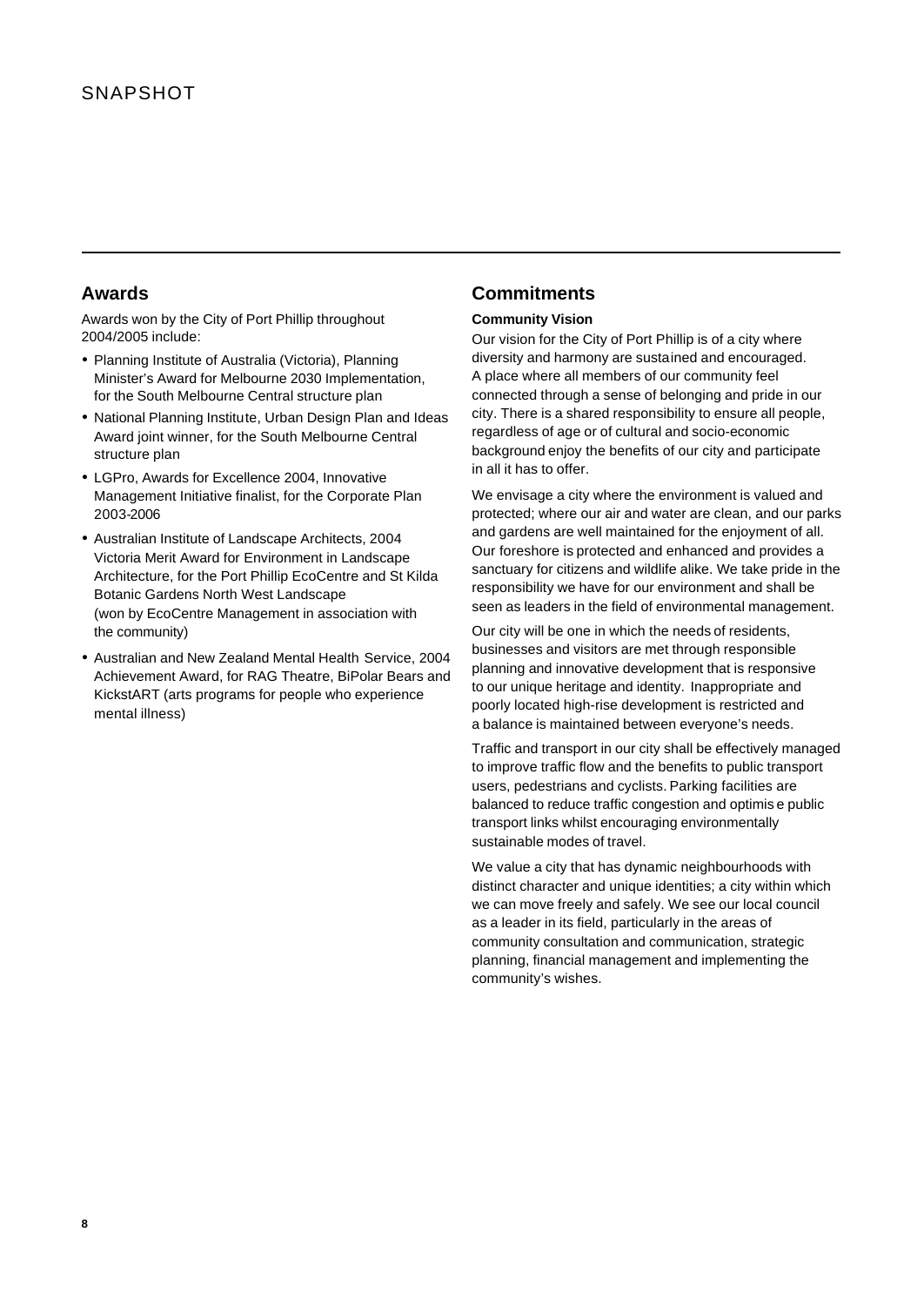# SNAPSHOT

## Awards

Awards won by the City of Port Phillip throughout 2004/2005 include:

- Planning Institute of Australia (Victoria), Planning Minister's Award for Melbourne 2030 Implementation, for the South Melbourne Central structure plan
- National Planning Institute, Urban Design Plan and Ideas Award joint winner, for the South Melbourne Central structure plan
- LGPro, Awards for Excellence 2004, Innovative Management Initiative finalist, for the Corporate Plan 2003-2006
- Australian Institute of Landscape Architects, 2004 Victoria Merit Award for Environment in Landscape Architecture, for the Port Phillip EcoCentre and St Kilda Botanic Gardens North West Landscape (won by EcoCentre Management in association with the community)
- Australian and New Zealand Mental Health Service, 2004 Achievement Award, for RAG Theatre, BiPolar Bears and KickstART (arts programs for people who experience mental illness)

## Commitments

**Community Vision**

Our vision for the City of Port Phillip is of a city where diversity and harmony are sustained and encouraged. A place where all members of our community feel connected through a sense of belonging and pride in our city. There is a shared responsibility to ensure all people, regardless of age or of cultural and socio-economic background enjoy the benefits of our city and participate in all it has to offer.

We envisage a city where the environment is valued and protected; where our air and water are clean, and our parks and gardens are well maintained for the enjoyment of all. Our foreshore is protected and enhanced and provides a sanctuary for citizens and wildlife alike. We take pride in the responsibility we have for our environment and shall be seen as leaders in the field of environmental management.

Our city will be one in which the needs of residents, businesses and visitors are met through responsible planning and innovative development that is responsive to our unique heritage and identity. Inappropriate and poorly located high-rise development is restricted and a balance is maintained between everyone's needs.

Traffic and transport in our city shall be effectively managed to improve traffic flow and the benefits to public transport users, pedestrians and cyclists. Parking facilities are balanced to reduce traffic congestion and optimise public transport links whilst encouraging environmentally sustainable modes of travel.

We value a city that has dynamic neighbourhoods with distinct character and unique identities; a city within which we can move freely and safely. We see our local council as a leader in its field, particularly in the areas of community consultation and communication, strategic planning, financial management and implementing the community's wishes.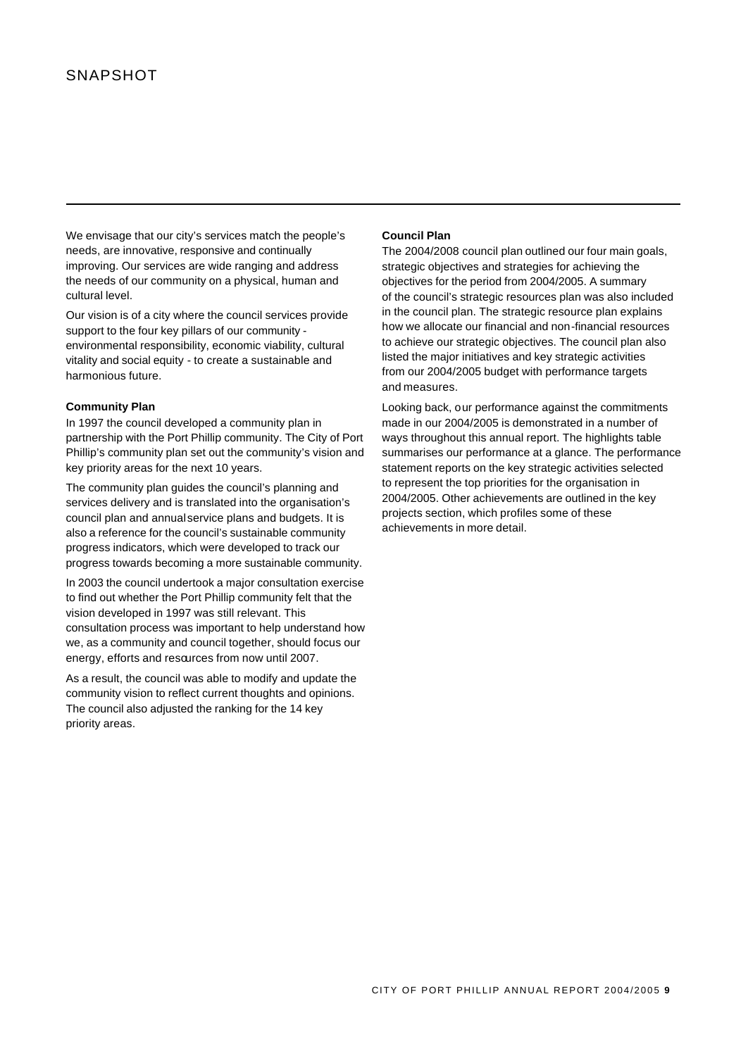# SNAPSHOT

We envisage that our city's services match the people's needs, are innovative, responsive and continually improving. Our services are wide ranging and address the needs of our community on a physical, human and cultural level.

Our vision is of a city where the council services provide support to the four key pillars of our community - environmental responsibility, economic viability, cultural vitality and social equity - to create a sustainable and harmonious future.

**Community Plan**

In 1997 the council developed a community plan in partnership with the Port Phillip community. The City of Port Phillip's community plan set out the community's vision and key priority areas for the next 10 years.

The community plan guides the council's planning and services delivery and is translated into the organisation's council plan and annual service plans and budgets. It is also a reference for the council's sustainable community progress indicators, which were developed to track our progress towards becoming a more sustainable community.

In 2003 the council undertook a major consultation exercise to find out whether the Port Phillip community felt that the vision developed in 1997 was still relevant. This consultation process was important to help understand how we, as a community and council together, should focus our energy, efforts and resources from now until 2007.

As a result, the council was able to modify and update the community vision to reflect current thoughts and opinions. The council also adjusted the ranking for the 14 key priority areas.

**Council Plan**

The 2004/2008 council plan outlined our four main goals, strategic objectives and strategies for achieving the objectives for the period from 2004/2005. A summary of the council's strategic resources plan was also included in the council plan. The strategic resource plan explains how we allocate our financial and non-financial resources to achieve our strategic objectives. The council plan also listed the major initiatives and key strategic activities from our 2004/2005 budget with performance targets and measures.

Looking back, our performance against the commitments made in our 2004/2005 is demonstrated in a number of ways throughout this annual report. The highlights table summarises our performance at a glance. The performance statement reports on the key strategic activities selected to represent the top priorities for the organisation in 2004/2005. Other achievements are outlined in the key projects section, which profiles some of these achievements in more detail.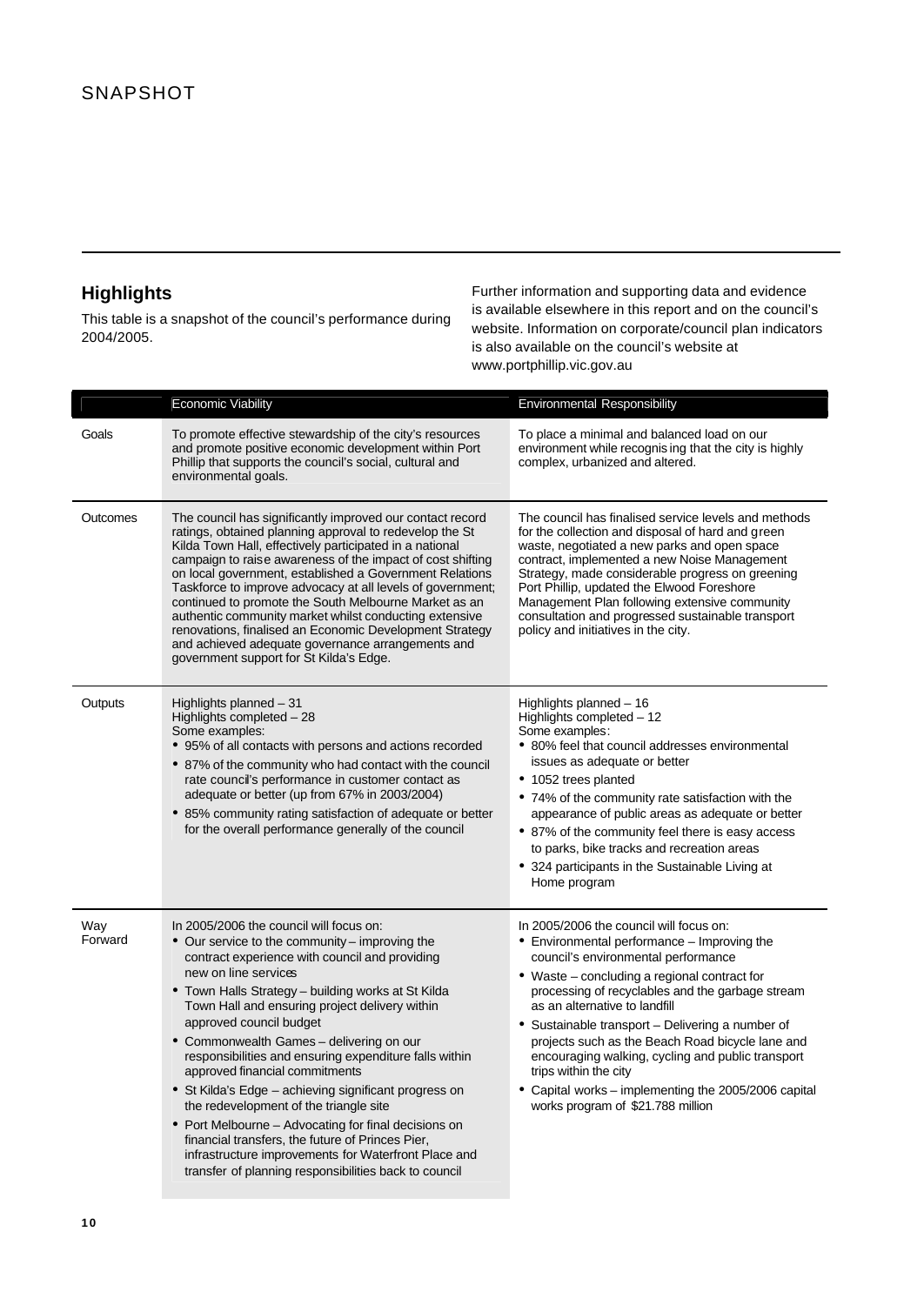# SNAPSHOT

## Highlights

This table is a snapshot of the council's performance during 2004/2005.

Further information and supporting data and evidence is available elsewhere in this report and on the council's website. Information on corporate/council plan indicators is also available on the council's website at www.portphillip.vic.gov.au

| | Economic Viability | Environmental Responsibility |
|---|---|---|
| Goals | To promote effective stewardship of the city's resources and promote positive economic development within Port Phillip that supports the council's social, cultural and environmental goals. | To place a minimal and balanced load on our environment while recognising that the city is highly complex, urbanized and altered. |
| Outcomes | The council has significantly improved our contact record ratings, obtained planning approval to redevelop the St Kilda Town Hall, effectively participated in a national campaign to raise awareness of the impact of cost shifting on local government, established a Government Relations Taskforce to improve advocacy at all levels of government; continued to promote the South Melbourne Market as an authentic community market whilst conducting extensive renovations, finalised an Economic Development Strategy and achieved adequate governance arrangements and government support for St Kilda's Edge. | The council has finalised service levels and methods for the collection and disposal of hard and green waste, negotiated a new parks and open space contract, implemented a new Noise Management Strategy, made considerable progress on greening Port Phillip, updated the Elwood Foreshore Management Plan following extensive community consultation and progressed sustainable transport policy and initiatives in the city. |
| Outputs | Highlights planned – 31<br>Highlights completed – 28<br>Some examples:<br>• 95% of all contacts with persons and actions recorded<br>• 87% of the community who had contact with the council rate council's performance in customer contact as adequate or better (up from 67% in 2003/2004)<br>• 85% community rating satisfaction of adequate or better for the overall performance generally of the council | Highlights planned – 16<br>Highlights completed – 12<br>Some examples:<br>• 80% feel that council addresses environmental issues as adequate or better<br>• 1052 trees planted<br>• 74% of the community rate satisfaction with the appearance of public areas as adequate or better<br>• 87% of the community feel there is easy access to parks, bike tracks and recreation areas<br>• 324 participants in the Sustainable Living at Home program |
| Way Forward | In 2005/2006 the council will focus on:<br>• Our service to the community – improving the contract experience with council and providing new on line services<br>• Town Halls Strategy – building works at St Kilda Town Hall and ensuring project delivery within approved council budget<br>• Commonwealth Games – delivering on our responsibilities and ensuring expenditure falls within approved financial commitments<br>• St Kilda's Edge – achieving significant progress on the redevelopment of the triangle site<br>• Port Melbourne – Advocating for final decisions on financial transfers, the future of Princes Pier, infrastructure improvements for Waterfront Place and transfer of planning responsibilities back to council | In 2005/2006 the council will focus on:<br>• Environmental performance – Improving the council's environmental performance<br>• Waste – concluding a regional contract for processing of recyclables and the garbage stream as an alternative to landfill<br>• Sustainable transport – Delivering a number of projects such as the Beach Road bicycle lane and encouraging walking, cycling and public transport trips within the city<br>• Capital works – implementing the 2005/2006 capital works program of $21.788 million |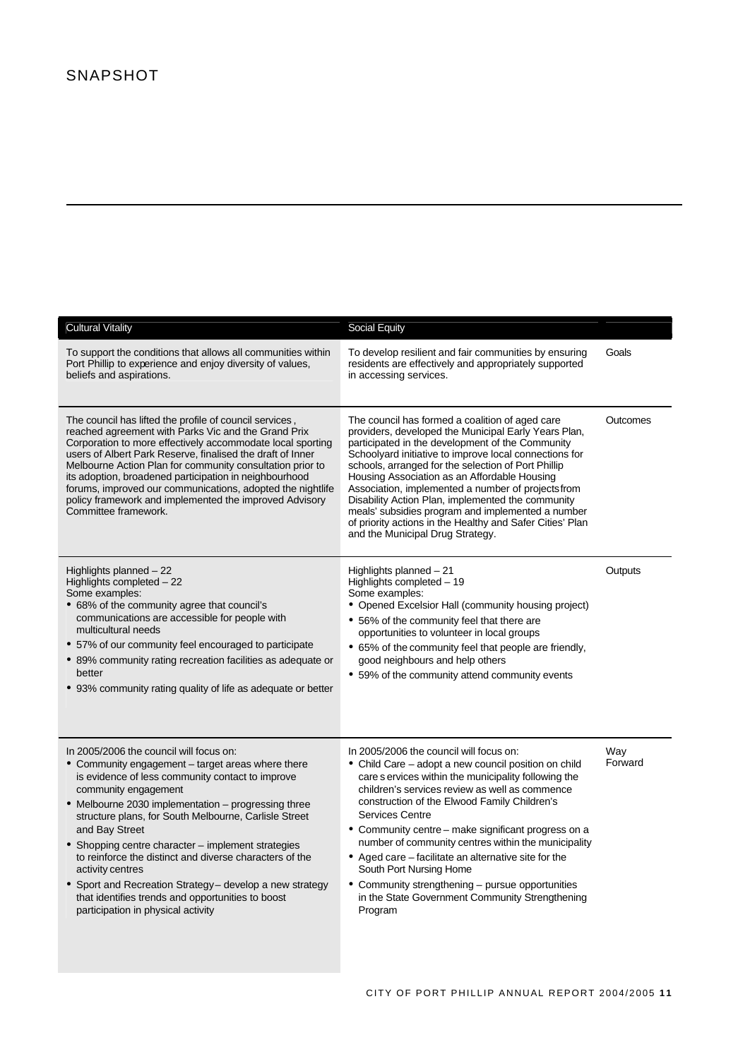# SNAPSHOT

| Cultural Vitality | Social Equity | |
|---|---|---|
| To support the conditions that allows all communities within Port Phillip to experience and enjoy diversity of values, beliefs and aspirations. | To develop resilient and fair communities by ensuring residents are effectively and appropriately supported in accessing services. | Goals |
| The council has lifted the profile of council services, reached agreement with Parks Vic and the Grand Prix Corporation to more effectively accommodate local sporting users of Albert Park Reserve, finalised the draft of Inner Melbourne Action Plan for community consultation prior to its adoption, broadened participation in neighbourhood forums, improved our communications, adopted the nightlife policy framework and implemented the improved Advisory Committee framework. | The council has formed a coalition of aged care providers, developed the Municipal Early Years Plan, participated in the development of the Community Schoolyard initiative to improve local connections for schools, arranged for the selection of Port Phillip Housing Association as an Affordable Housing Association, implemented a number of projects from Disability Action Plan, implemented the community meals' subsidies program and implemented a number of priority actions in the Healthy and Safer Cities' Plan and the Municipal Drug Strategy. | Outcomes |
| Highlights planned – 22<br>Highlights completed – 22<br>Some examples:<br>• 68% of the community agree that council's communications are accessible for people with multicultural needs<br>• 57% of our community feel encouraged to participate<br>• 89% community rating recreation facilities as adequate or better<br>• 93% community rating quality of life as adequate or better | Highlights planned – 21<br>Highlights completed – 19<br>Some examples:<br>• Opened Excelsior Hall (community housing project)<br>• 56% of the community feel that there are opportunities to volunteer in local groups<br>• 65% of the community feel that people are friendly, good neighbours and help others<br>• 59% of the community attend community events | Outputs |
| In 2005/2006 the council will focus on:<br>• Community engagement – target areas where there is evidence of less community contact to improve community engagement<br>• Melbourne 2030 implementation – progressing three structure plans, for South Melbourne, Carlisle Street and Bay Street<br>• Shopping centre character – implement strategies to reinforce the distinct and diverse characters of the activity centres<br>• Sport and Recreation Strategy – develop a new strategy that identifies trends and opportunities to boost participation in physical activity | In 2005/2006 the council will focus on:<br>• Child Care – adopt a new council position on child care services within the municipality following the children's services review as well as commence construction of the Elwood Family Children's Services Centre<br>• Community centre – make significant progress on a number of community centres within the municipality<br>• Aged care – facilitate an alternative site for the South Port Nursing Home<br>• Community strengthening – pursue opportunities in the State Government Community Strengthening Program | Way Forward |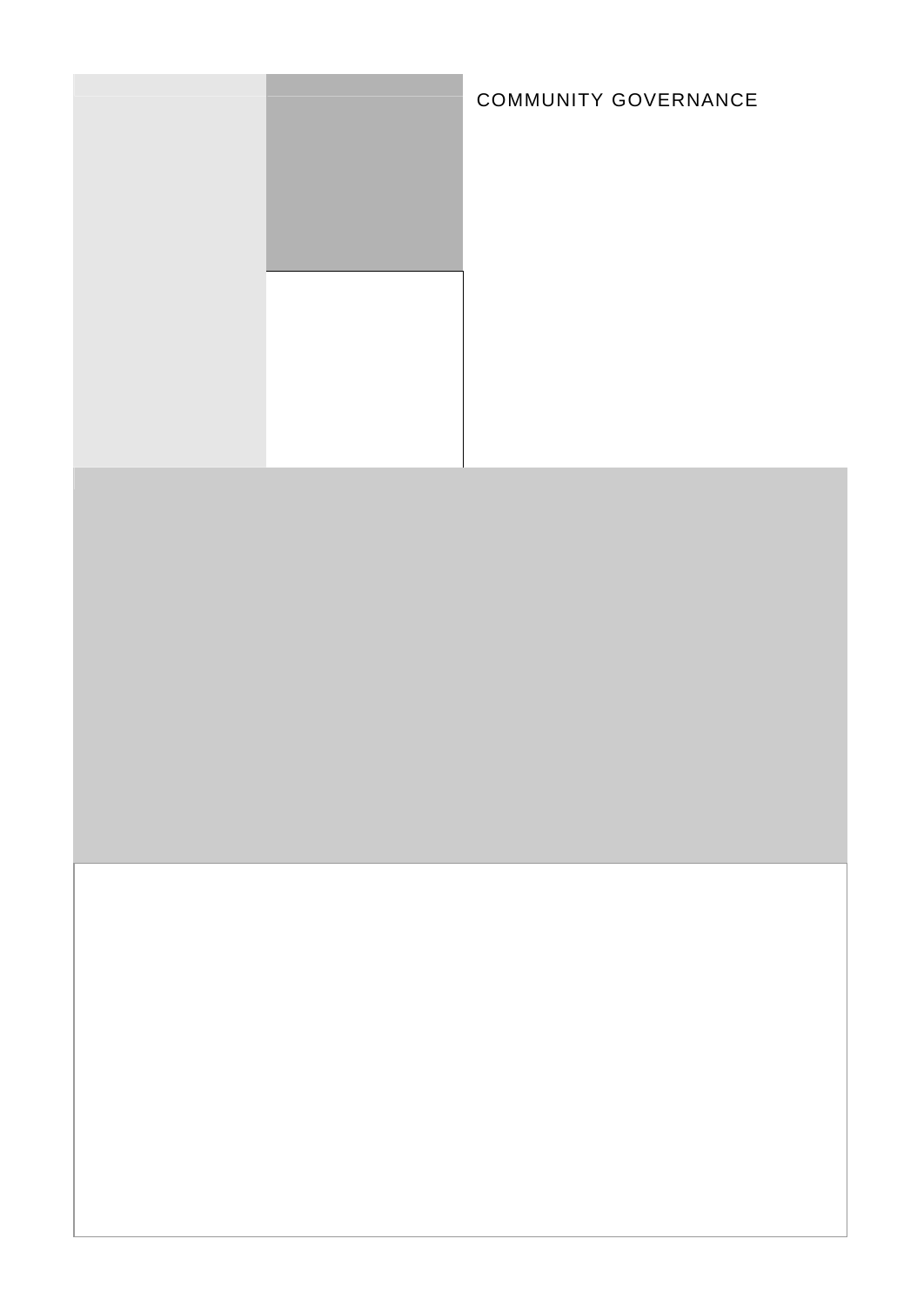COMMUNITY GOVERNANCE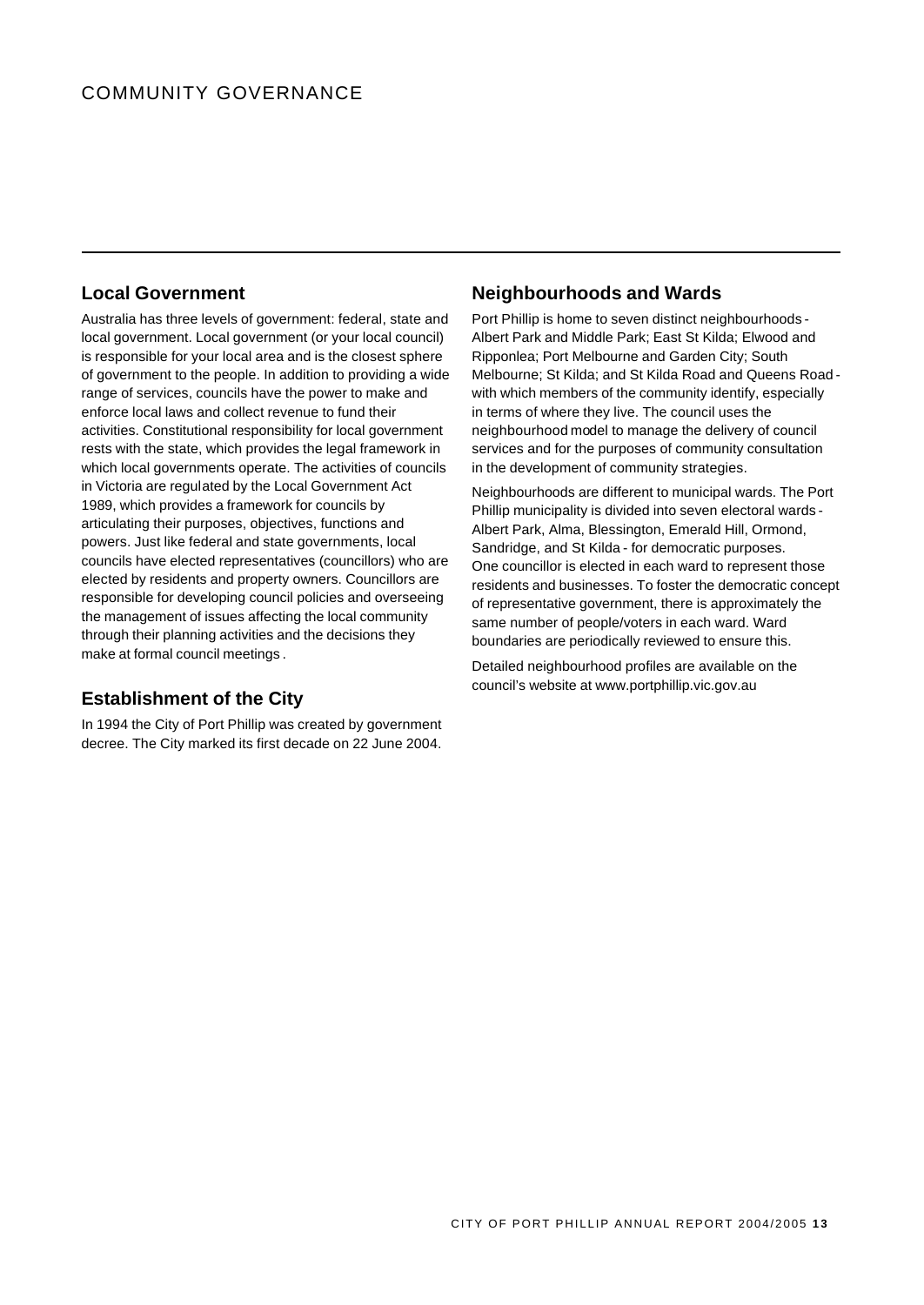# COMMUNITY GOVERNANCE

## Local Government

Australia has three levels of government: federal, state and local government. Local government (or your local council) is responsible for your local area and is the closest sphere of government to the people. In addition to providing a wide range of services, councils have the power to make and enforce local laws and collect revenue to fund their activities. Constitutional responsibility for local government rests with the state, which provides the legal framework in which local governments operate. The activities of councils in Victoria are regulated by the Local Government Act 1989, which provides a framework for councils by articulating their purposes, objectives, functions and powers. Just like federal and state governments, local councils have elected representatives (councillors) who are elected by residents and property owners. Councillors are responsible for developing council policies and overseeing the management of issues affecting the local community through their planning activities and the decisions they make at formal council meetings.

## Establishment of the City

In 1994 the City of Port Phillip was created by government decree. The City marked its first decade on 22 June 2004.

## Neighbourhoods and Wards

Port Phillip is home to seven distinct neighbourhoods - Albert Park and Middle Park; East St Kilda; Elwood and Ripponlea; Port Melbourne and Garden City; South Melbourne; St Kilda; and St Kilda Road and Queens Road - with which members of the community identify, especially in terms of where they live. The council uses the neighbourhood model to manage the delivery of council services and for the purposes of community consultation in the development of community strategies.

Neighbourhoods are different to municipal wards. The Port Phillip municipality is divided into seven electoral wards - Albert Park, Alma, Blessington, Emerald Hill, Ormond, Sandridge, and St Kilda - for democratic purposes. One councillor is elected in each ward to represent those residents and businesses. To foster the democratic concept of representative government, there is approximately the same number of people/voters in each ward. Ward boundaries are periodically reviewed to ensure this.

Detailed neighbourhood profiles are available on the council's website at www.portphillip.vic.gov.au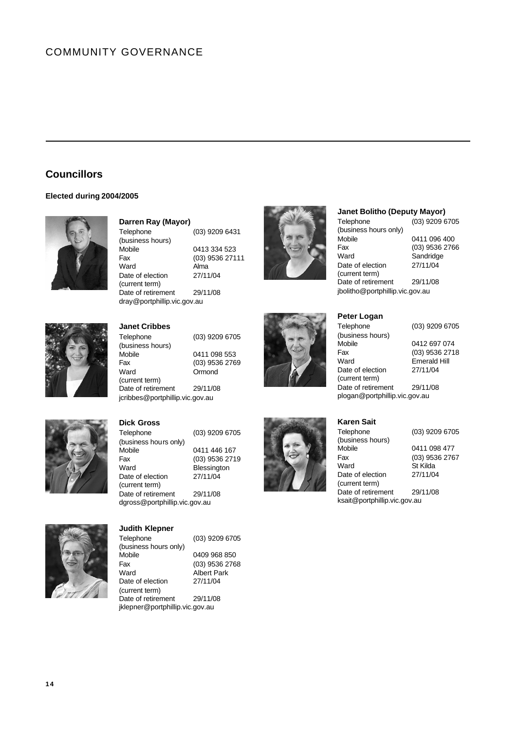# COMMUNITY GOVERNANCE

## Councillors

### Elected during 2004/2005

**Darren Ray (Mayor)**

| | |
|---|---|
| Telephone (business hours) | (03) 9209 6431 |
| Mobile | 0413 334 523 |
| Fax | (03) 9536 27111 |
| Ward | Alma |
| Date of election (current term) | 27/11/04 |
| Date of retirement | 29/11/08 |

dray@portphillip.vic.gov.au

**Janet Cribbes**

| | |
|---|---|
| Telephone (business hours) | (03) 9209 6705 |
| Mobile | 0411 098 553 |
| Fax | (03) 9536 2769 |
| Ward (current term) | Ormond |
| Date of retirement | 29/11/08 |

jcribbes@portphillip.vic.gov.au

**Dick Gross**

| | |
|---|---|
| Telephone (business hours only) | (03) 9209 6705 |
| Mobile | 0411 446 167 |
| Fax | (03) 9536 2719 |
| Ward | Blessington |
| Date of election (current term) | 27/11/04 |
| Date of retirement | 29/11/08 |

dgross@portphillip.vic.gov.au

**Judith Klepner**

| | |
|---|---|
| Telephone (business hours only) | (03) 9209 6705 |
| Mobile | 0409 968 850 |
| Fax | (03) 9536 2768 |
| Ward | Albert Park |
| Date of election (current term) | 27/11/04 |
| Date of retirement | 29/11/08 |

jklepner@portphillip.vic.gov.au

**Janet Bolitho (Deputy Mayor)**

| | |
|---|---|
| Telephone (business hours only) | (03) 9209 6705 |
| Mobile | 0411 096 400 |
| Fax | (03) 9536 2766 |
| Ward | Sandridge |
| Date of election (current term) | 27/11/04 |
| Date of retirement | 29/11/08 |

jbolitho@portphillip.vic.gov.au

**Peter Logan**

| | |
|---|---|
| Telephone (business hours) | (03) 9209 6705 |
| Mobile | 0412 697 074 |
| Fax | (03) 9536 2718 |
| Ward | Emerald Hill |
| Date of election (current term) | 27/11/04 |
| Date of retirement | 29/11/08 |

plogan@portphillip.vic.gov.au

**Karen Sait**

| | |
|---|---|
| Telephone (business hours) | (03) 9209 6705 |
| Mobile | 0411 098 477 |
| Fax | (03) 9536 2767 |
| Ward | St Kilda |
| Date of election (current term) | 27/11/04 |
| Date of retirement | 29/11/08 |

ksait@portphillip.vic.gov.au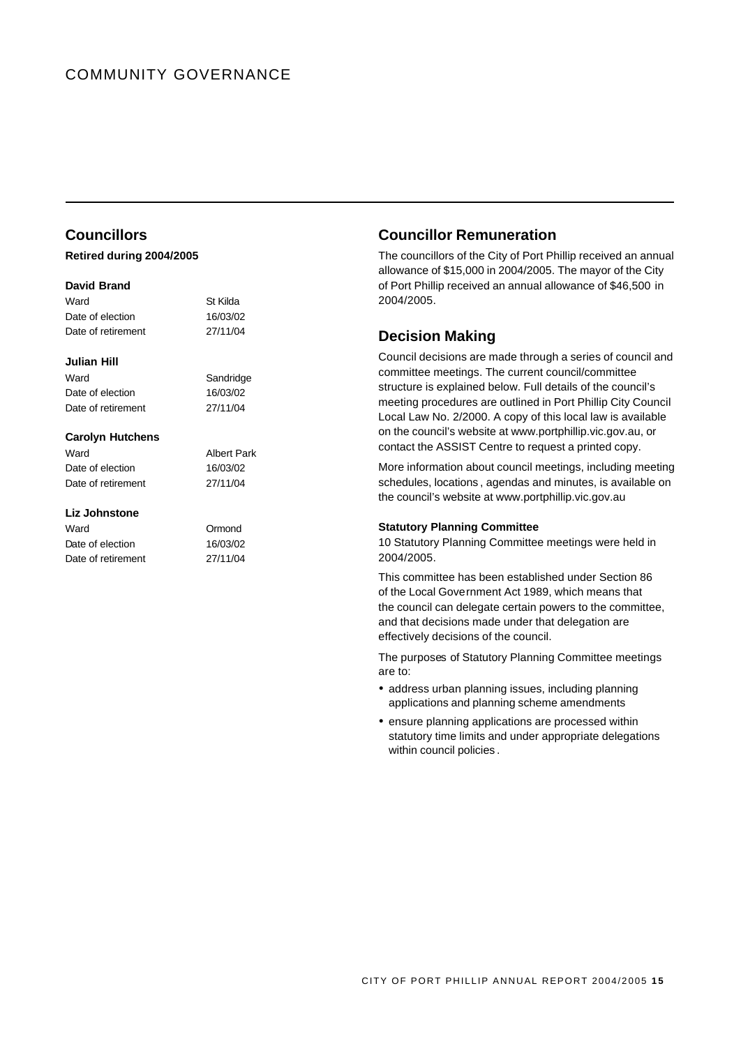# COMMUNITY GOVERNANCE

## Councillors

**Retired during 2004/2005**

**David Brand**

| | |
|---|---|
| Ward | St Kilda |
| Date of election | 16/03/02 |
| Date of retirement | 27/11/04 |

**Julian Hill**

| | |
|---|---|
| Ward | Sandridge |
| Date of election | 16/03/02 |
| Date of retirement | 27/11/04 |

**Carolyn Hutchens**

| | |
|---|---|
| Ward | Albert Park |
| Date of election | 16/03/02 |
| Date of retirement | 27/11/04 |

**Liz Johnstone**

| | |
|---|---|
| Ward | Ormond |
| Date of election | 16/03/02 |
| Date of retirement | 27/11/04 |

## Councillor Remuneration

The councillors of the City of Port Phillip received an annual allowance of $15,000 in 2004/2005. The mayor of the City of Port Phillip received an annual allowance of $46,500 in 2004/2005.

## Decision Making

Council decisions are made through a series of council and committee meetings. The current council/committee structure is explained below. Full details of the council's meeting procedures are outlined in Port Phillip City Council Local Law No. 2/2000. A copy of this local law is available on the council's website at www.portphillip.vic.gov.au, or contact the ASSIST Centre to request a printed copy.

More information about council meetings, including meeting schedules, locations, agendas and minutes, is available on the council's website at www.portphillip.vic.gov.au

**Statutory Planning Committee**

10 Statutory Planning Committee meetings were held in 2004/2005.

This committee has been established under Section 86 of the Local Government Act 1989, which means that the council can delegate certain powers to the committee, and that decisions made under that delegation are effectively decisions of the council.

The purposes of Statutory Planning Committee meetings are to:

- address urban planning issues, including planning applications and planning scheme amendments
- ensure planning applications are processed within statutory time limits and under appropriate delegations within council policies.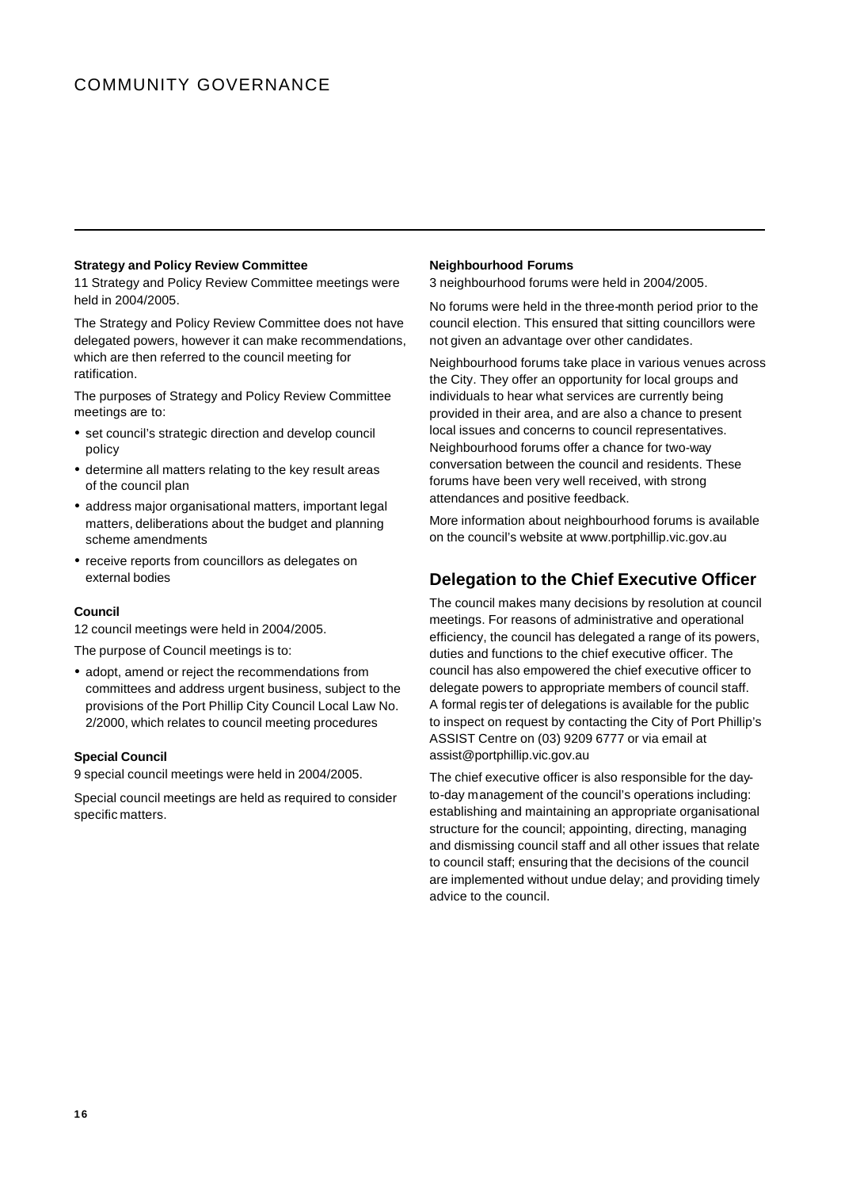# COMMUNITY GOVERNANCE

#### Strategy and Policy Review Committee

11 Strategy and Policy Review Committee meetings were held in 2004/2005.

The Strategy and Policy Review Committee does not have delegated powers, however it can make recommendations, which are then referred to the council meeting for ratification.

The purposes of Strategy and Policy Review Committee meetings are to:

- set council's strategic direction and develop council policy
- determine all matters relating to the key result areas of the council plan
- address major organisational matters, important legal matters, deliberations about the budget and planning scheme amendments
- receive reports from councillors as delegates on external bodies

#### Council

12 council meetings were held in 2004/2005.

The purpose of Council meetings is to:

- adopt, amend or reject the recommendations from committees and address urgent business, subject to the provisions of the Port Phillip City Council Local Law No. 2/2000, which relates to council meeting procedures

#### Special Council

9 special council meetings were held in 2004/2005.

Special council meetings are held as required to consider specific matters.

#### Neighbourhood Forums

3 neighbourhood forums were held in 2004/2005.

No forums were held in the three-month period prior to the council election. This ensured that sitting councillors were not given an advantage over other candidates.

Neighbourhood forums take place in various venues across the City. They offer an opportunity for local groups and individuals to hear what services are currently being provided in their area, and are also a chance to present local issues and concerns to council representatives. Neighbourhood forums offer a chance for two-way conversation between the council and residents. These forums have been very well received, with strong attendances and positive feedback.

More information about neighbourhood forums is available on the council's website at www.portphillip.vic.gov.au

## Delegation to the Chief Executive Officer

The council makes many decisions by resolution at council meetings. For reasons of administrative and operational efficiency, the council has delegated a range of its powers, duties and functions to the chief executive officer. The council has also empowered the chief executive officer to delegate powers to appropriate members of council staff. A formal register of delegations is available for the public to inspect on request by contacting the City of Port Phillip's ASSIST Centre on (03) 9209 6777 or via email at assist@portphillip.vic.gov.au

The chief executive officer is also responsible for the day-to-day management of the council's operations including: establishing and maintaining an appropriate organisational structure for the council; appointing, directing, managing and dismissing council staff and all other issues that relate to council staff; ensuring that the decisions of the council are implemented without undue delay; and providing timely advice to the council.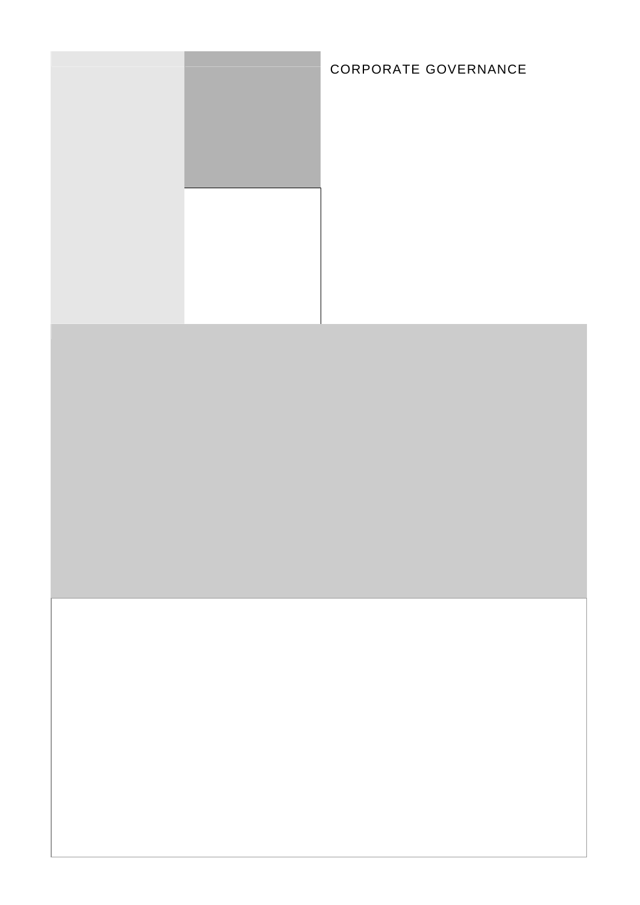CORPORATE GOVERNANCE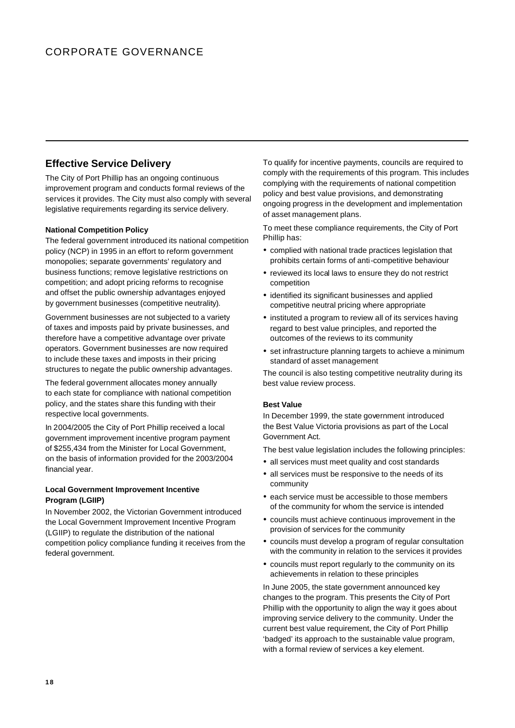# CORPORATE GOVERNANCE

## Effective Service Delivery

The City of Port Phillip has an ongoing continuous improvement program and conducts formal reviews of the services it provides. The City must also comply with several legislative requirements regarding its service delivery.

### National Competition Policy

The federal government introduced its national competition policy (NCP) in 1995 in an effort to reform government monopolies; separate governments' regulatory and business functions; remove legislative restrictions on competition; and adopt pricing reforms to recognise and offset the public ownership advantages enjoyed by government businesses (competitive neutrality).

Government businesses are not subjected to a variety of taxes and imposts paid by private businesses, and therefore have a competitive advantage over private operators. Government businesses are now required to include these taxes and imposts in their pricing structures to negate the public ownership advantages.

The federal government allocates money annually to each state for compliance with national competition policy, and the states share this funding with their respective local governments.

In 2004/2005 the City of Port Phillip received a local government improvement incentive program payment of $255,434 from the Minister for Local Government, on the basis of information provided for the 2003/2004 financial year.

### Local Government Improvement Incentive Program (LGIIP)

In November 2002, the Victorian Government introduced the Local Government Improvement Incentive Program (LGIIP) to regulate the distribution of the national competition policy compliance funding it receives from the federal government.

To qualify for incentive payments, councils are required to comply with the requirements of this program. This includes complying with the requirements of national competition policy and best value provisions, and demonstrating ongoing progress in the development and implementation of asset management plans.

To meet these compliance requirements, the City of Port Phillip has:

- complied with national trade practices legislation that prohibits certain forms of anti-competitive behaviour
- reviewed its local laws to ensure they do not restrict competition
- identified its significant businesses and applied competitive neutral pricing where appropriate
- instituted a program to review all of its services having regard to best value principles, and reported the outcomes of the reviews to its community
- set infrastructure planning targets to achieve a minimum standard of asset management

The council is also testing competitive neutrality during its best value review process.

### Best Value

In December 1999, the state government introduced the Best Value Victoria provisions as part of the Local Government Act.

The best value legislation includes the following principles:

- all services must meet quality and cost standards
- all services must be responsive to the needs of its community
- each service must be accessible to those members of the community for whom the service is intended
- councils must achieve continuous improvement in the provision of services for the community
- councils must develop a program of regular consultation with the community in relation to the services it provides
- councils must report regularly to the community on its achievements in relation to these principles

In June 2005, the state government announced key changes to the program. This presents the City of Port Phillip with the opportunity to align the way it goes about improving service delivery to the community. Under the current best value requirement, the City of Port Phillip 'badged' its approach to the sustainable value program, with a formal review of services a key element.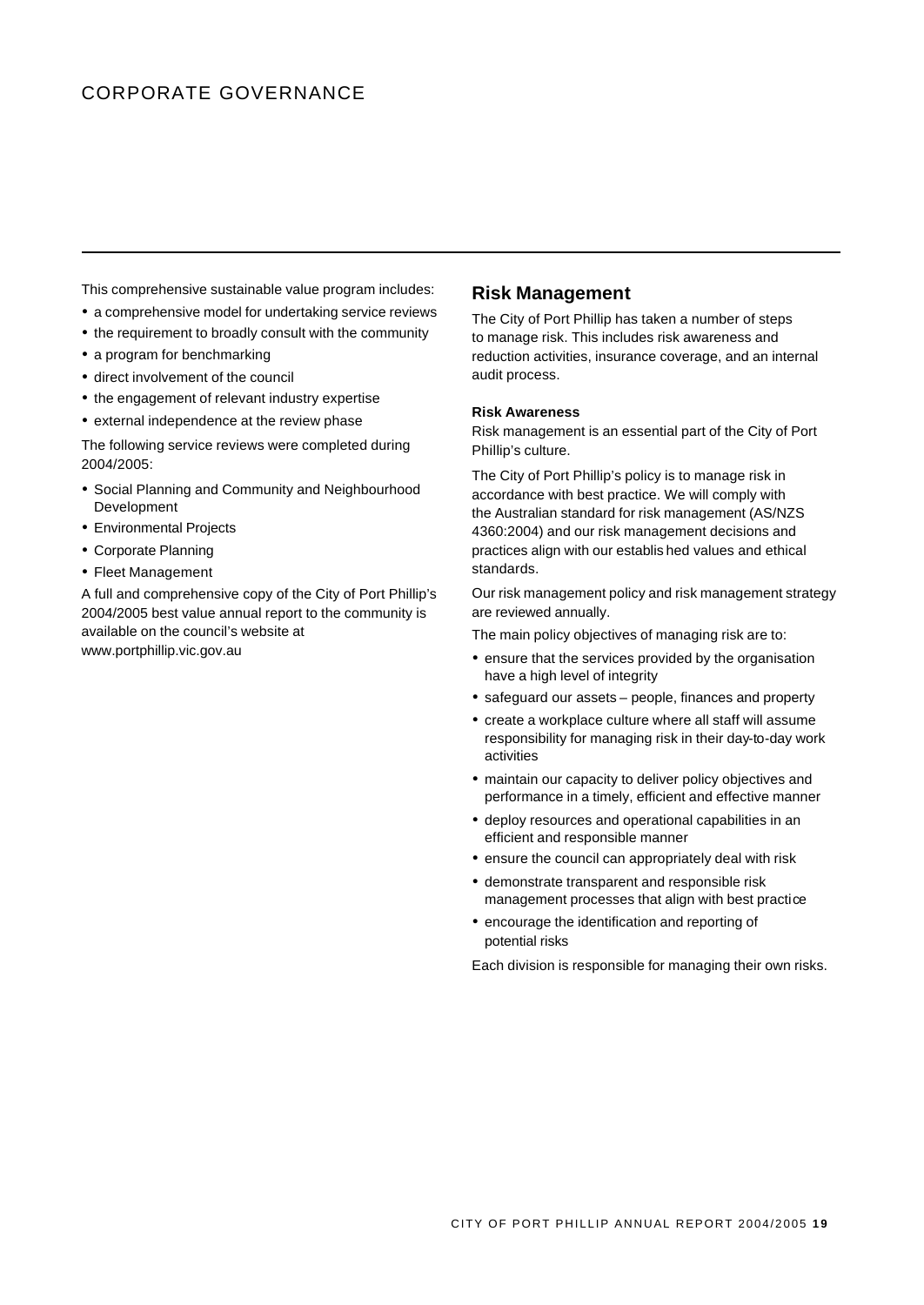# CORPORATE GOVERNANCE

This comprehensive sustainable value program includes:

- a comprehensive model for undertaking service reviews
- the requirement to broadly consult with the community
- a program for benchmarking
- direct involvement of the council
- the engagement of relevant industry expertise
- external independence at the review phase

The following service reviews were completed during 2004/2005:

- Social Planning and Community and Neighbourhood Development
- Environmental Projects
- Corporate Planning
- Fleet Management

A full and comprehensive copy of the City of Port Phillip's 2004/2005 best value annual report to the community is available on the council's website at www.portphillip.vic.gov.au

## Risk Management

The City of Port Phillip has taken a number of steps to manage risk. This includes risk awareness and reduction activities, insurance coverage, and an internal audit process.

**Risk Awareness**

Risk management is an essential part of the City of Port Phillip's culture.

The City of Port Phillip's policy is to manage risk in accordance with best practice. We will comply with the Australian standard for risk management (AS/NZS 4360:2004) and our risk management decisions and practices align with our established values and ethical standards.

Our risk management policy and risk management strategy are reviewed annually.

The main policy objectives of managing risk are to:

- ensure that the services provided by the organisation have a high level of integrity
- safeguard our assets – people, finances and property
- create a workplace culture where all staff will assume responsibility for managing risk in their day-to-day work activities
- maintain our capacity to deliver policy objectives and performance in a timely, efficient and effective manner
- deploy resources and operational capabilities in an efficient and responsible manner
- ensure the council can appropriately deal with risk
- demonstrate transparent and responsible risk management processes that align with best practice
- encourage the identification and reporting of potential risks

Each division is responsible for managing their own risks.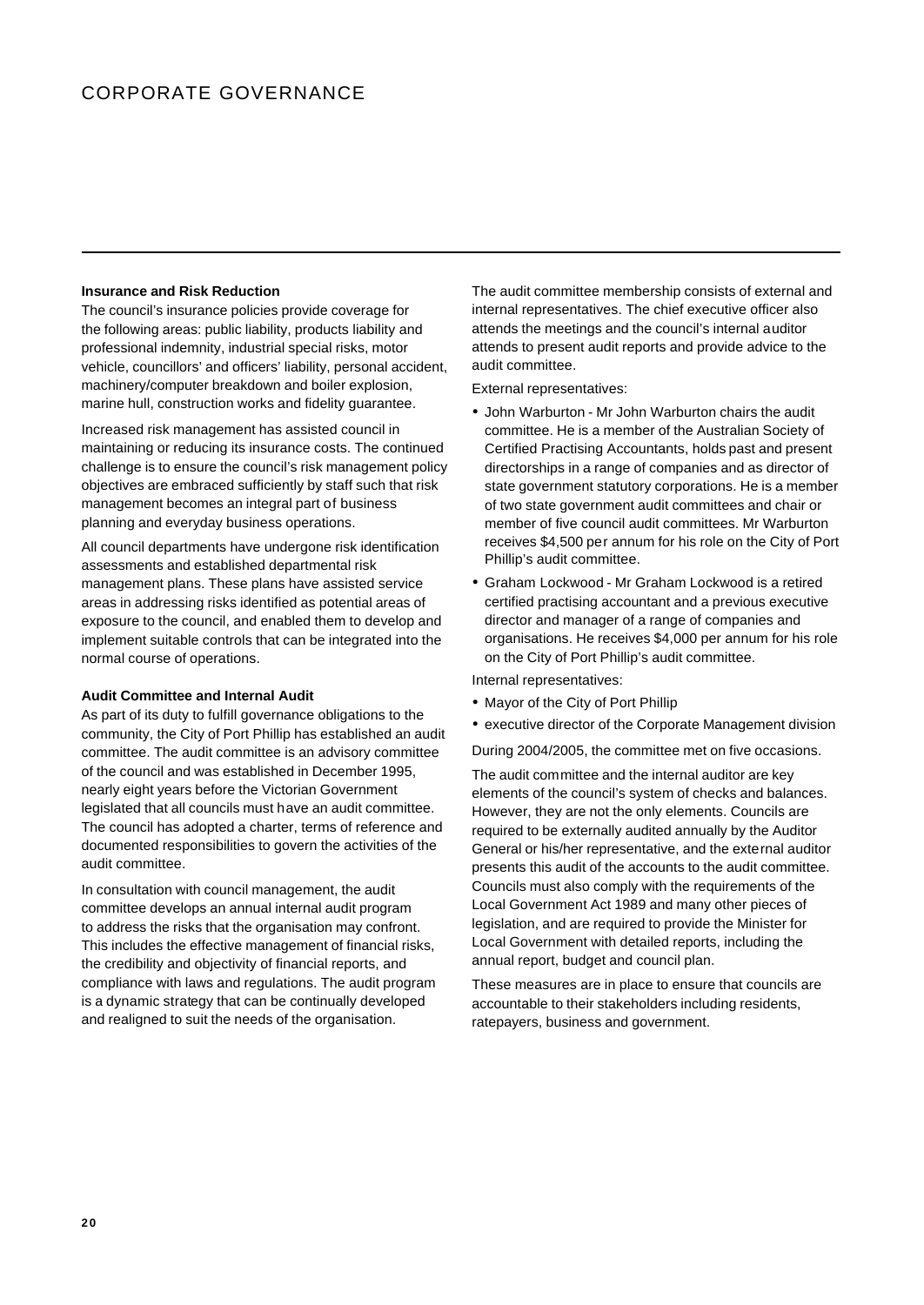# CORPORATE GOVERNANCE

**Insurance and Risk Reduction**

The council's insurance policies provide coverage for the following areas: public liability, products liability and professional indemnity, industrial special risks, motor vehicle, councillors' and officers' liability, personal accident, machinery/computer breakdown and boiler explosion, marine hull, construction works and fidelity guarantee.

Increased risk management has assisted council in maintaining or reducing its insurance costs. The continued challenge is to ensure the council's risk management policy objectives are embraced sufficiently by staff such that risk management becomes an integral part of business planning and everyday business operations.

All council departments have undergone risk identification assessments and established departmental risk management plans. These plans have assisted service areas in addressing risks identified as potential areas of exposure to the council, and enabled them to develop and implement suitable controls that can be integrated into the normal course of operations.

**Audit Committee and Internal Audit**

As part of its duty to fulfill governance obligations to the community, the City of Port Phillip has established an audit committee. The audit committee is an advisory committee of the council and was established in December 1995, nearly eight years before the Victorian Government legislated that all councils must have an audit committee. The council has adopted a charter, terms of reference and documented responsibilities to govern the activities of the audit committee.

In consultation with council management, the audit committee develops an annual internal audit program to address the risks that the organisation may confront. This includes the effective management of financial risks, the credibility and objectivity of financial reports, and compliance with laws and regulations. The audit program is a dynamic strategy that can be continually developed and realigned to suit the needs of the organisation.

The audit committee membership consists of external and internal representatives. The chief executive officer also attends the meetings and the council's internal auditor attends to present audit reports and provide advice to the audit committee.

External representatives:

- John Warburton - Mr John Warburton chairs the audit committee. He is a member of the Australian Society of Certified Practising Accountants, holds past and present directorships in a range of companies and as director of state government statutory corporations. He is a member of two state government audit committees and chair or member of five council audit committees. Mr Warburton receives $4,500 per annum for his role on the City of Port Phillip's audit committee.
- Graham Lockwood - Mr Graham Lockwood is a retired certified practising accountant and a previous executive director and manager of a range of companies and organisations. He receives $4,000 per annum for his role on the City of Port Phillip's audit committee.

Internal representatives:

- Mayor of the City of Port Phillip
- executive director of the Corporate Management division

During 2004/2005, the committee met on five occasions.

The audit committee and the internal auditor are key elements of the council's system of checks and balances. However, they are not the only elements. Councils are required to be externally audited annually by the Auditor General or his/her representative, and the external auditor presents this audit of the accounts to the audit committee. Councils must also comply with the requirements of the Local Government Act 1989 and many other pieces of legislation, and are required to provide the Minister for Local Government with detailed reports, including the annual report, budget and council plan.

These measures are in place to ensure that councils are accountable to their stakeholders including residents, ratepayers, business and government.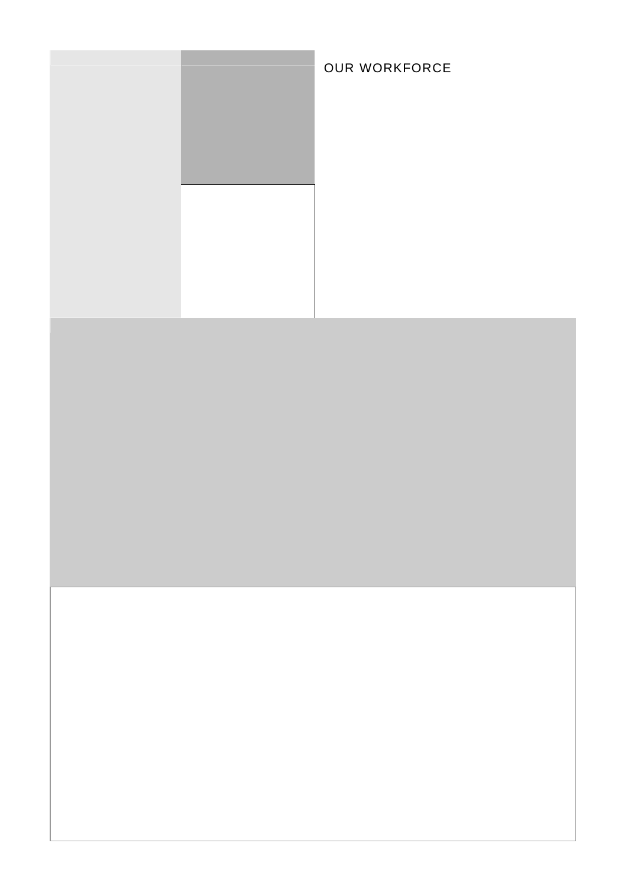OUR WORKFORCE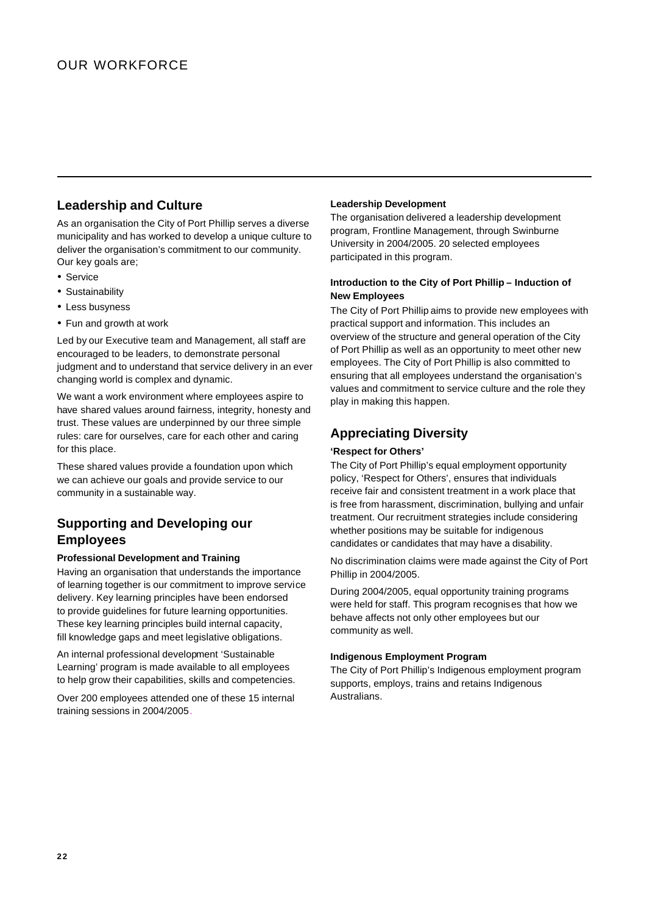# OUR WORKFORCE

## Leadership and Culture

As an organisation the City of Port Phillip serves a diverse municipality and has worked to develop a unique culture to deliver the organisation's commitment to our community. Our key goals are;

- Service
- Sustainability
- Less busyness
- Fun and growth at work

Led by our Executive team and Management, all staff are encouraged to be leaders, to demonstrate personal judgment and to understand that service delivery in an ever changing world is complex and dynamic.

We want a work environment where employees aspire to have shared values around fairness, integrity, honesty and trust. These values are underpinned by our three simple rules: care for ourselves, care for each other and caring for this place.

These shared values provide a foundation upon which we can achieve our goals and provide service to our community in a sustainable way.

## Supporting and Developing our Employees

**Professional Development and Training**

Having an organisation that understands the importance of learning together is our commitment to improve service delivery. Key learning principles have been endorsed to provide guidelines for future learning opportunities. These key learning principles build internal capacity, fill knowledge gaps and meet legislative obligations.

An internal professional development 'Sustainable Learning' program is made available to all employees to help grow their capabilities, skills and competencies.

Over 200 employees attended one of these 15 internal training sessions in 2004/2005.

**Leadership Development**

The organisation delivered a leadership development program, Frontline Management, through Swinburne University in 2004/2005. 20 selected employees participated in this program.

**Introduction to the City of Port Phillip – Induction of New Employees**

The City of Port Phillip aims to provide new employees with practical support and information. This includes an overview of the structure and general operation of the City of Port Phillip as well as an opportunity to meet other new employees. The City of Port Phillip is also committed to ensuring that all employees understand the organisation's values and commitment to service culture and the role they play in making this happen.

## Appreciating Diversity

**'Respect for Others'**

The City of Port Phillip's equal employment opportunity policy, 'Respect for Others', ensures that individuals receive fair and consistent treatment in a work place that is free from harassment, discrimination, bullying and unfair treatment. Our recruitment strategies include considering whether positions may be suitable for indigenous candidates or candidates that may have a disability.

No discrimination claims were made against the City of Port Phillip in 2004/2005.

During 2004/2005, equal opportunity training programs were held for staff. This program recognises that how we behave affects not only other employees but our community as well.

**Indigenous Employment Program**

The City of Port Phillip's Indigenous employment program supports, employs, trains and retains Indigenous Australians.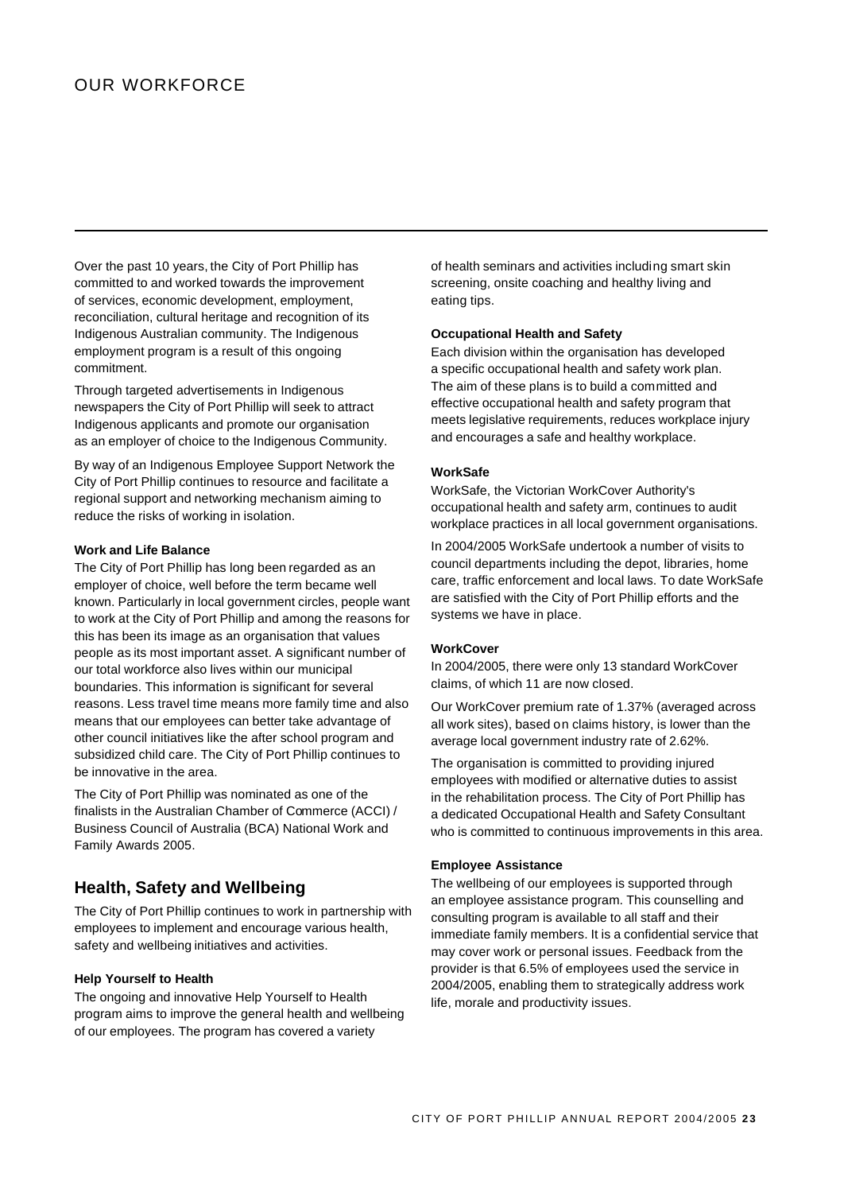# OUR WORKFORCE

Over the past 10 years, the City of Port Phillip has committed to and worked towards the improvement of services, economic development, employment, reconciliation, cultural heritage and recognition of its Indigenous Australian community. The Indigenous employment program is a result of this ongoing commitment.

Through targeted advertisements in Indigenous newspapers the City of Port Phillip will seek to attract Indigenous applicants and promote our organisation as an employer of choice to the Indigenous Community.

By way of an Indigenous Employee Support Network the City of Port Phillip continues to resource and facilitate a regional support and networking mechanism aiming to reduce the risks of working in isolation.

**Work and Life Balance**

The City of Port Phillip has long been regarded as an employer of choice, well before the term became well known. Particularly in local government circles, people want to work at the City of Port Phillip and among the reasons for this has been its image as an organisation that values people as its most important asset. A significant number of our total workforce also lives within our municipal boundaries. This information is significant for several reasons. Less travel time means more family time and also means that our employees can better take advantage of other council initiatives like the after school program and subsidized child care. The City of Port Phillip continues to be innovative in the area.

The City of Port Phillip was nominated as one of the finalists in the Australian Chamber of Commerce (ACCI) / Business Council of Australia (BCA) National Work and Family Awards 2005.

## Health, Safety and Wellbeing

The City of Port Phillip continues to work in partnership with employees to implement and encourage various health, safety and wellbeing initiatives and activities.

**Help Yourself to Health**

The ongoing and innovative Help Yourself to Health program aims to improve the general health and wellbeing of our employees. The program has covered a variety of health seminars and activities including smart skin screening, onsite coaching and healthy living and eating tips.

**Occupational Health and Safety**

Each division within the organisation has developed a specific occupational health and safety work plan. The aim of these plans is to build a committed and effective occupational health and safety program that meets legislative requirements, reduces workplace injury and encourages a safe and healthy workplace.

**WorkSafe**

WorkSafe, the Victorian WorkCover Authority's occupational health and safety arm, continues to audit workplace practices in all local government organisations.

In 2004/2005 WorkSafe undertook a number of visits to council departments including the depot, libraries, home care, traffic enforcement and local laws. To date WorkSafe are satisfied with the City of Port Phillip efforts and the systems we have in place.

**WorkCover**

In 2004/2005, there were only 13 standard WorkCover claims, of which 11 are now closed.

Our WorkCover premium rate of 1.37% (averaged across all work sites), based on claims history, is lower than the average local government industry rate of 2.62%.

The organisation is committed to providing injured employees with modified or alternative duties to assist in the rehabilitation process. The City of Port Phillip has a dedicated Occupational Health and Safety Consultant who is committed to continuous improvements in this area.

**Employee Assistance**

The wellbeing of our employees is supported through an employee assistance program. This counselling and consulting program is available to all staff and their immediate family members. It is a confidential service that may cover work or personal issues. Feedback from the provider is that 6.5% of employees used the service in 2004/2005, enabling them to strategically address work life, morale and productivity issues.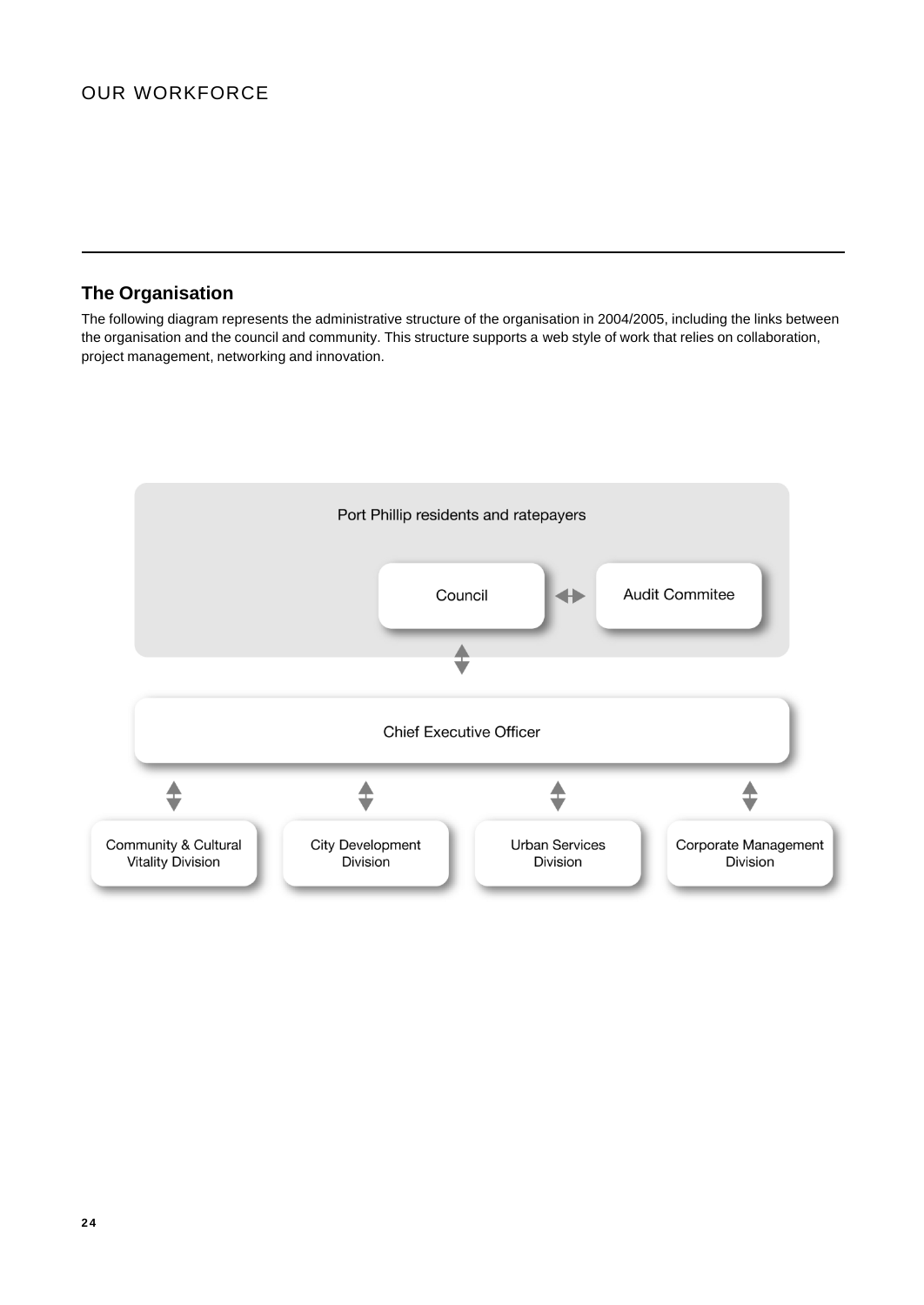OUR WORKFORCE

## The Organisation

The following diagram represents the administrative structure of the organisation in 2004/2005, including the links between the organisation and the council and community. This structure supports a web style of work that relies on collaboration, project management, networking and innovation.

Port Phillip residents and ratepayers

Council ↔ Audit Commitee

Chief Executive Officer

Community & Cultural Vitality Division

City Development Division

Urban Services Division

Corporate Management Division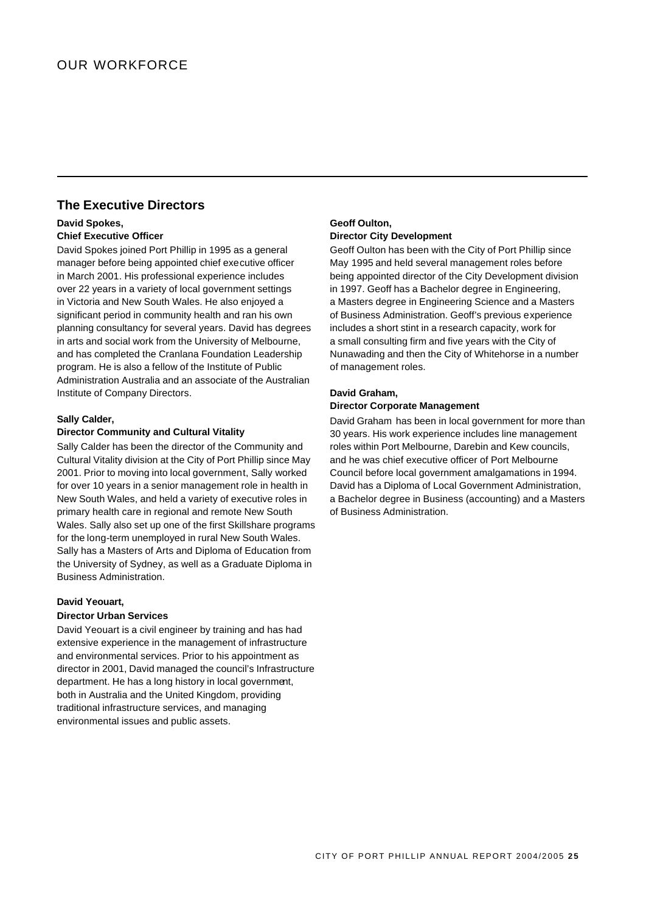# OUR WORKFORCE

## The Executive Directors

**David Spokes,**
**Chief Executive Officer**

David Spokes joined Port Phillip in 1995 as a general manager before being appointed chief executive officer in March 2001. His professional experience includes over 22 years in a variety of local government settings in Victoria and New South Wales. He also enjoyed a significant period in community health and ran his own planning consultancy for several years. David has degrees in arts and social work from the University of Melbourne, and has completed the Cranlana Foundation Leadership program. He is also a fellow of the Institute of Public Administration Australia and an associate of the Australian Institute of Company Directors.

**Sally Calder,**
**Director Community and Cultural Vitality**

Sally Calder has been the director of the Community and Cultural Vitality division at the City of Port Phillip since May 2001. Prior to moving into local government, Sally worked for over 10 years in a senior management role in health in New South Wales, and held a variety of executive roles in primary health care in regional and remote New South Wales. Sally also set up one of the first Skillshare programs for the long-term unemployed in rural New South Wales. Sally has a Masters of Arts and Diploma of Education from the University of Sydney, as well as a Graduate Diploma in Business Administration.

**David Yeouart,**
**Director Urban Services**

David Yeouart is a civil engineer by training and has had extensive experience in the management of infrastructure and environmental services. Prior to his appointment as director in 2001, David managed the council's Infrastructure department. He has a long history in local government, both in Australia and the United Kingdom, providing traditional infrastructure services, and managing environmental issues and public assets.

**Geoff Oulton,**
**Director City Development**

Geoff Oulton has been with the City of Port Phillip since May 1995 and held several management roles before being appointed director of the City Development division in 1997. Geoff has a Bachelor degree in Engineering, a Masters degree in Engineering Science and a Masters of Business Administration. Geoff's previous experience includes a short stint in a research capacity, work for a small consulting firm and five years with the City of Nunawading and then the City of Whitehorse in a number of management roles.

**David Graham,**
**Director Corporate Management**

David Graham has been in local government for more than 30 years. His work experience includes line management roles within Port Melbourne, Darebin and Kew councils, and he was chief executive officer of Port Melbourne Council before local government amalgamations in 1994. David has a Diploma of Local Government Administration, a Bachelor degree in Business (accounting) and a Masters of Business Administration.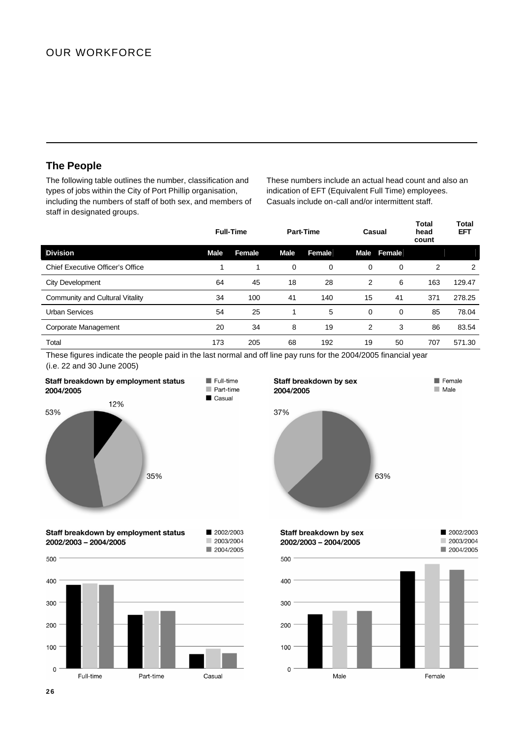# OUR WORKFORCE

## The People

The following table outlines the number, classification and types of jobs within the City of Port Phillip organisation, including the numbers of staff of both sex, and members of staff in designated groups.

These numbers include an actual head count and also an indication of EFT (Equivalent Full Time) employees. Casuals include on-call and/or intermittent staff.

| | Full-Time | | Part-Time | | Casual | | Total head count | Total EFT |
|---|---|---|---|---|---|---|---|---|
| **Division** | **Male** | **Female** | **Male** | **Female** | **Male** | **Female** | | |
| Chief Executive Officer's Office | 1 | 1 | 0 | 0 | 0 | 0 | 2 | 2 |
| City Development | 64 | 45 | 18 | 28 | 2 | 6 | 163 | 129.47 |
| Community and Cultural Vitality | 34 | 100 | 41 | 140 | 15 | 41 | 371 | 278.25 |
| Urban Services | 54 | 25 | 1 | 5 | 0 | 0 | 85 | 78.04 |
| Corporate Management | 20 | 34 | 8 | 19 | 2 | 3 | 86 | 83.54 |
| Total | 173 | 205 | 68 | 192 | 19 | 50 | 707 | 571.30 |

These figures indicate the people paid in the last normal and off line pay runs for the 2004/2005 financial year (i.e. 22 and 30 June 2005)

**Staff breakdown by employment status 2004/2005**

Full-time
Part-time
Casual

12%
53%
35%

**Staff breakdown by sex 2004/2005**

Female
Male

37%
63%

**Staff breakdown by employment status 2002/2003 – 2004/2005**

2002/2003
2003/2004
2004/2005

500
400
300
200
100
0

Full-time
Part-time
Casual

**Staff breakdown by sex 2002/2003 – 2004/2005**

2002/2003
2003/2004
2004/2005

500
400
300
200
100
0

Male
Female